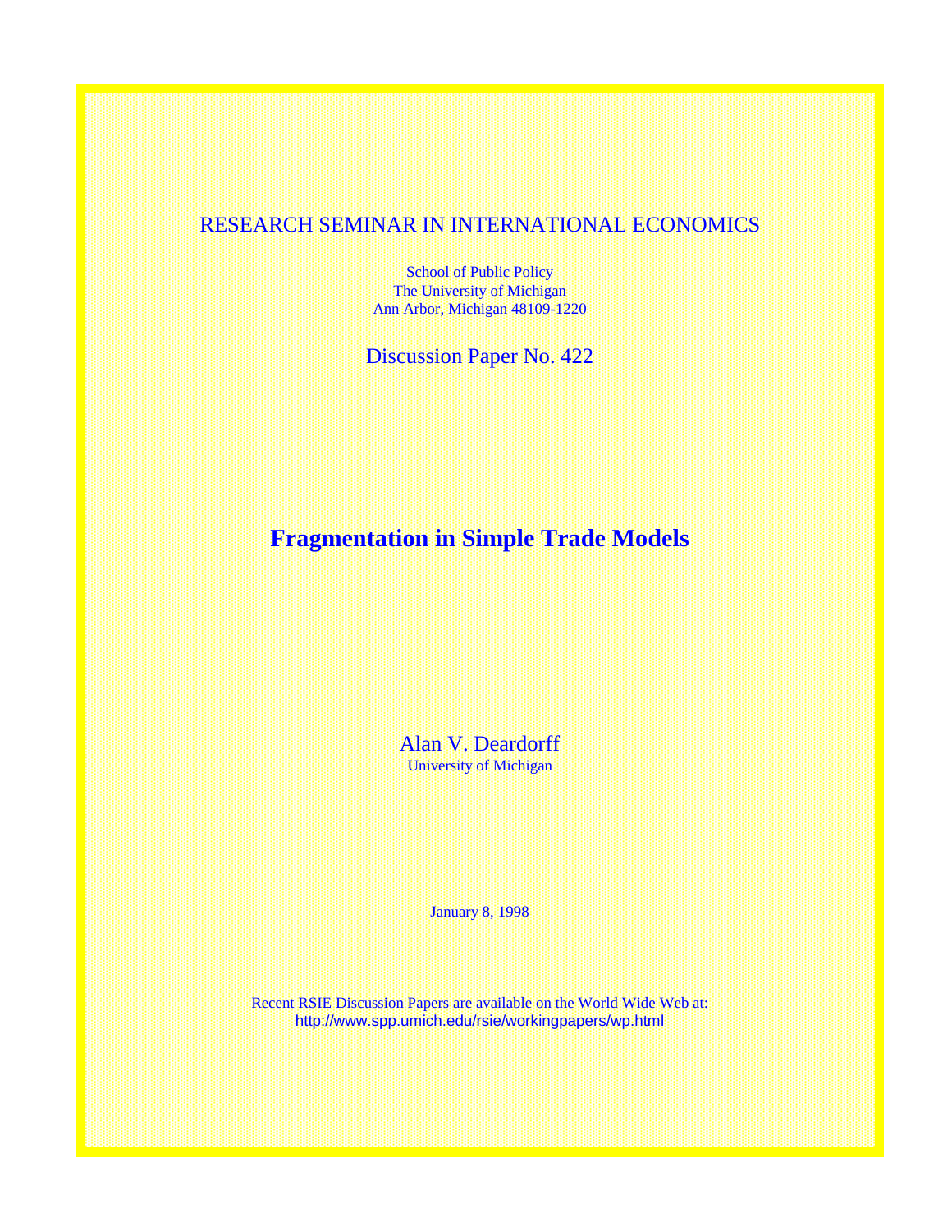RESEARCH SEMINAR IN INTERNATIONAL ECONOMICS

School of Public Policy
The University of Michigan
Ann Arbor, Michigan 48109-1220

Discussion Paper No. 422

# Fragmentation in Simple Trade Models

Alan V. Deardorff
University of Michigan

January 8, 1998

Recent RSIE Discussion Papers are available on the World Wide Web at:
http://www.spp.umich.edu/rsie/workingpapers/wp.html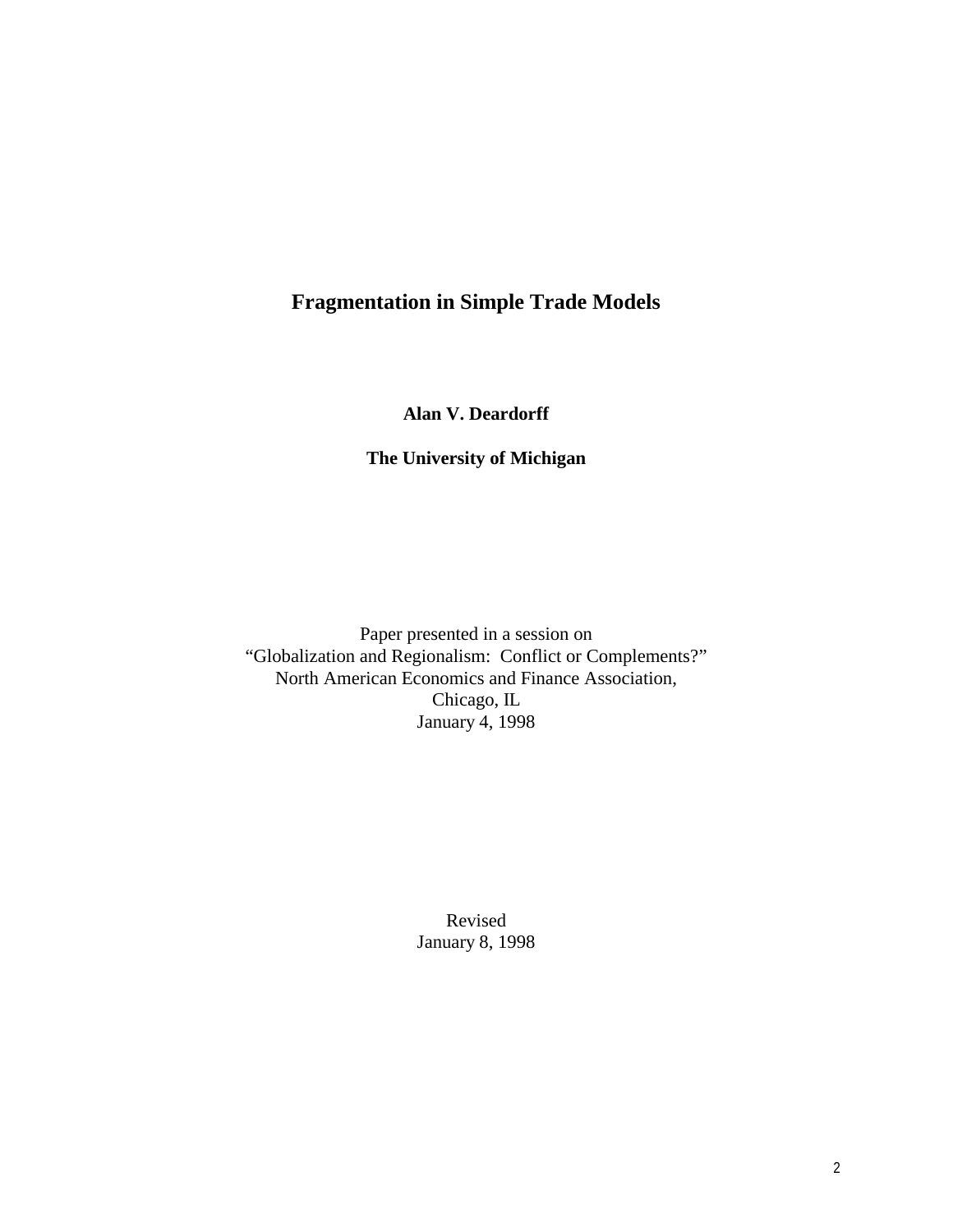# Fragmentation in Simple Trade Models

**Alan V. Deardorff**

**The University of Michigan**

Paper presented in a session on
"Globalization and Regionalism: Conflict or Complements?"
North American Economics and Finance Association,
Chicago, IL
January 4, 1998

Revised
January 8, 1998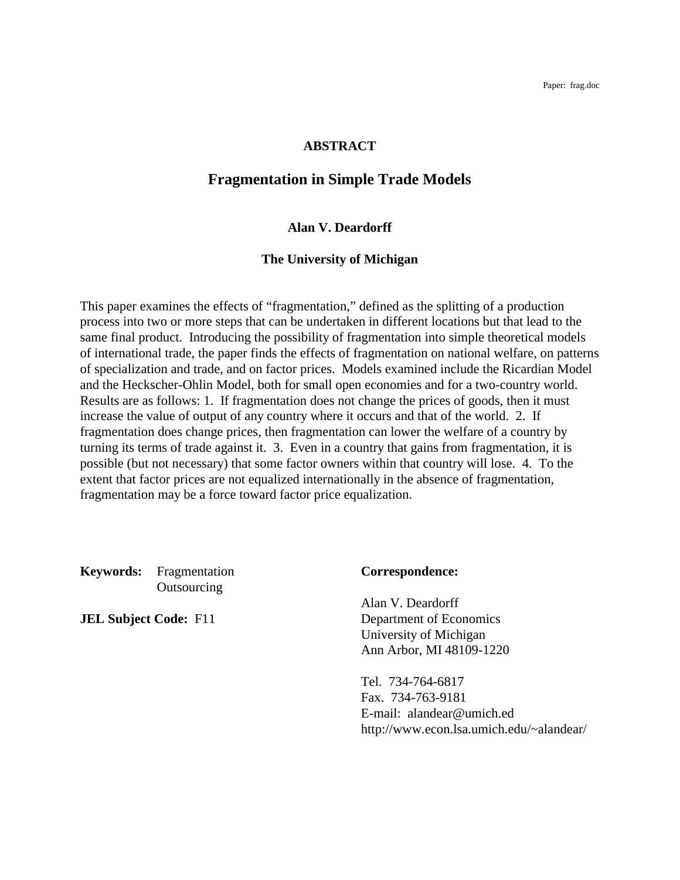Paper: frag.doc

**ABSTRACT**

# Fragmentation in Simple Trade Models

**Alan V. Deardorff**

**The University of Michigan**

This paper examines the effects of "fragmentation," defined as the splitting of a production process into two or more steps that can be undertaken in different locations but that lead to the same final product. Introducing the possibility of fragmentation into simple theoretical models of international trade, the paper finds the effects of fragmentation on national welfare, on patterns of specialization and trade, and on factor prices. Models examined include the Ricardian Model and the Heckscher-Ohlin Model, both for small open economies and for a two-country world. Results are as follows: 1. If fragmentation does not change the prices of goods, then it must increase the value of output of any country where it occurs and that of the world. 2. If fragmentation does change prices, then fragmentation can lower the welfare of a country by turning its terms of trade against it. 3. Even in a country that gains from fragmentation, it is possible (but not necessary) that some factor owners within that country will lose. 4. To the extent that factor prices are not equalized internationally in the absence of fragmentation, fragmentation may be a force toward factor price equalization.

**Keywords:** Fragmentation
Outsourcing

**JEL Subject Code:** F11

**Correspondence:**

Alan V. Deardorff
Department of Economics
University of Michigan
Ann Arbor, MI 48109-1220

Tel. 734-764-6817
Fax. 734-763-9181
E-mail: alandear@umich.ed
http://www.econ.lsa.umich.edu/~alandear/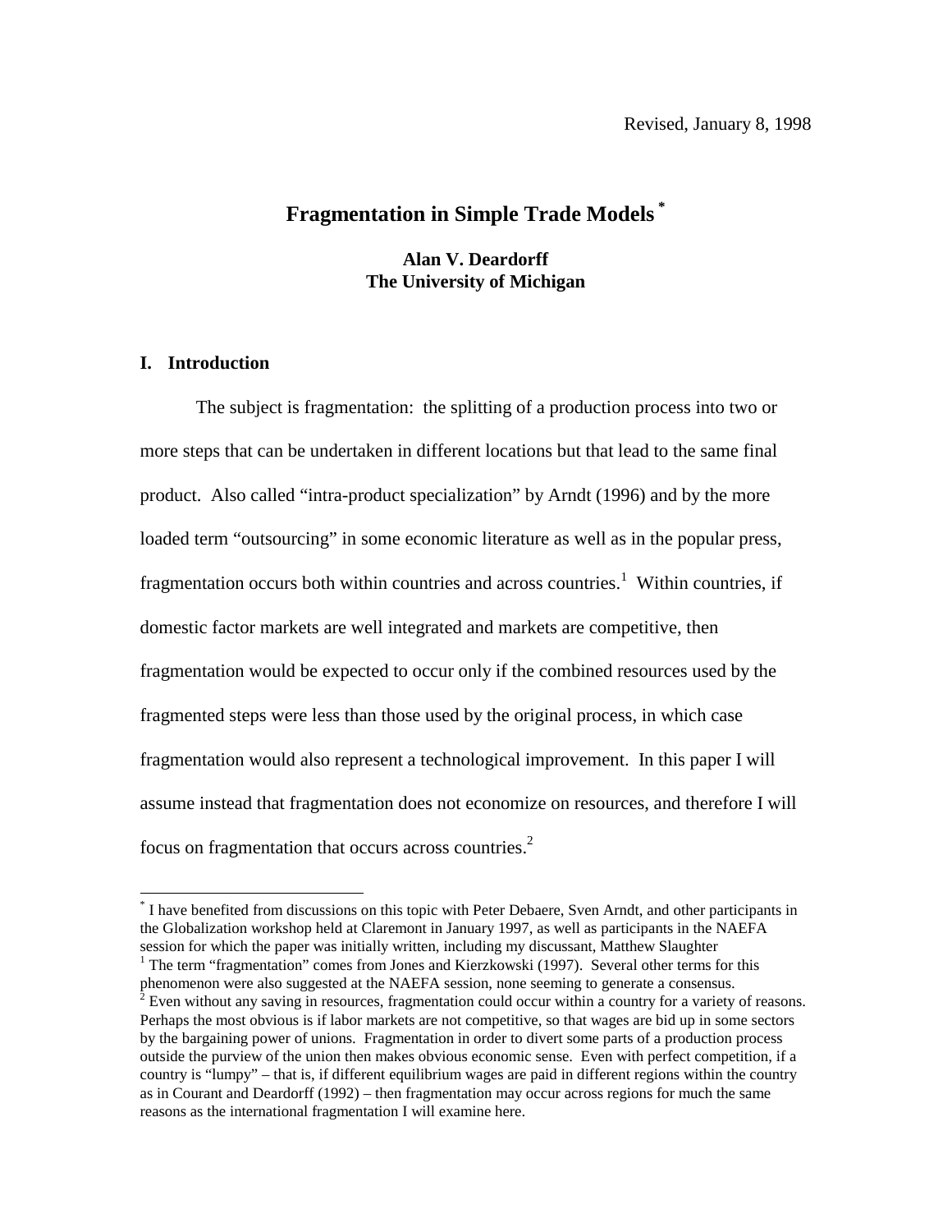Revised, January 8, 1998

# Fragmentation in Simple Trade Models [*]

**Alan V. Deardorff**
**The University of Michigan**

## I. Introduction

The subject is fragmentation: the splitting of a production process into two or more steps that can be undertaken in different locations but that lead to the same final product. Also called "intra-product specialization" by Arndt (1996) and by the more loaded term "outsourcing" in some economic literature as well as in the popular press, fragmentation occurs both within countries and across countries.[1] Within countries, if domestic factor markets are well integrated and markets are competitive, then fragmentation would be expected to occur only if the combined resources used by the fragmented steps were less than those used by the original process, in which case fragmentation would also represent a technological improvement. In this paper I will assume instead that fragmentation does not economize on resources, and therefore I will focus on fragmentation that occurs across countries.[2]

---

[*] I have benefited from discussions on this topic with Peter Debaere, Sven Arndt, and other participants in the Globalization workshop held at Claremont in January 1997, as well as participants in the NAEFA session for which the paper was initially written, including my discussant, Matthew Slaughter

[1] The term "fragmentation" comes from Jones and Kierzkowski (1997). Several other terms for this phenomenon were also suggested at the NAEFA session, none seeming to generate a consensus.

[2] Even without any saving in resources, fragmentation could occur within a country for a variety of reasons. Perhaps the most obvious is if labor markets are not competitive, so that wages are bid up in some sectors by the bargaining power of unions. Fragmentation in order to divert some parts of a production process outside the purview of the union then makes obvious economic sense. Even with perfect competition, if a country is "lumpy" – that is, if different equilibrium wages are paid in different regions within the country as in Courant and Deardorff (1992) – then fragmentation may occur across regions for much the same reasons as the international fragmentation I will examine here.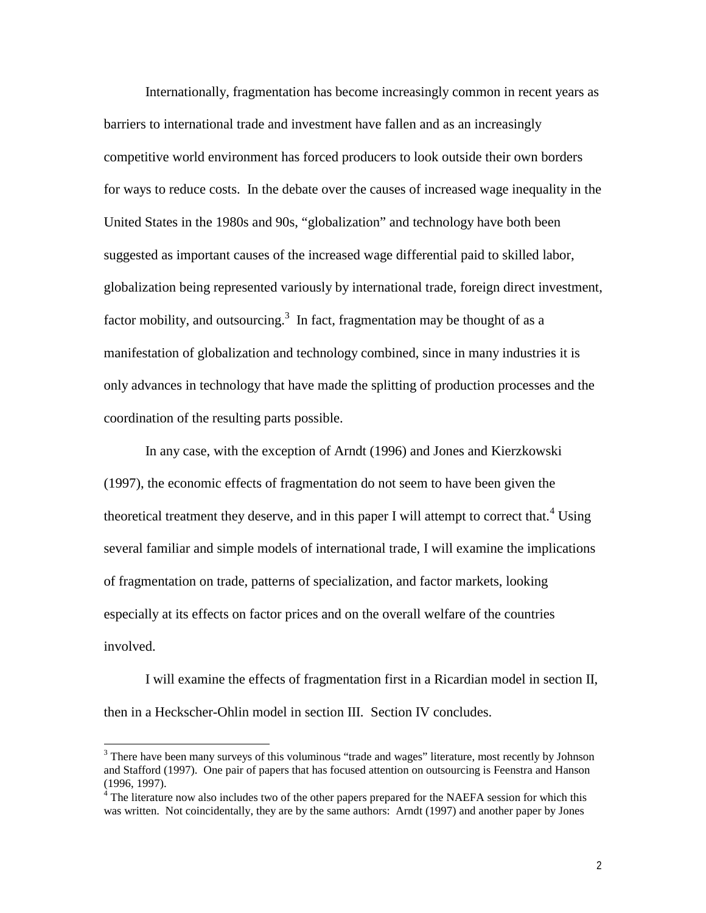Internationally, fragmentation has become increasingly common in recent years as barriers to international trade and investment have fallen and as an increasingly competitive world environment has forced producers to look outside their own borders for ways to reduce costs. In the debate over the causes of increased wage inequality in the United States in the 1980s and 90s, "globalization" and technology have both been suggested as important causes of the increased wage differential paid to skilled labor, globalization being represented variously by international trade, foreign direct investment, factor mobility, and outsourcing.[3] In fact, fragmentation may be thought of as a manifestation of globalization and technology combined, since in many industries it is only advances in technology that have made the splitting of production processes and the coordination of the resulting parts possible.

In any case, with the exception of Arndt (1996) and Jones and Kierzkowski (1997), the economic effects of fragmentation do not seem to have been given the theoretical treatment they deserve, and in this paper I will attempt to correct that.[4] Using several familiar and simple models of international trade, I will examine the implications of fragmentation on trade, patterns of specialization, and factor markets, looking especially at its effects on factor prices and on the overall welfare of the countries involved.

I will examine the effects of fragmentation first in a Ricardian model in section II, then in a Heckscher-Ohlin model in section III. Section IV concludes.

[3] There have been many surveys of this voluminous "trade and wages" literature, most recently by Johnson and Stafford (1997). One pair of papers that has focused attention on outsourcing is Feenstra and Hanson (1996, 1997).

[4] The literature now also includes two of the other papers prepared for the NAEFA session for which this was written. Not coincidentally, they are by the same authors: Arndt (1997) and another paper by Jones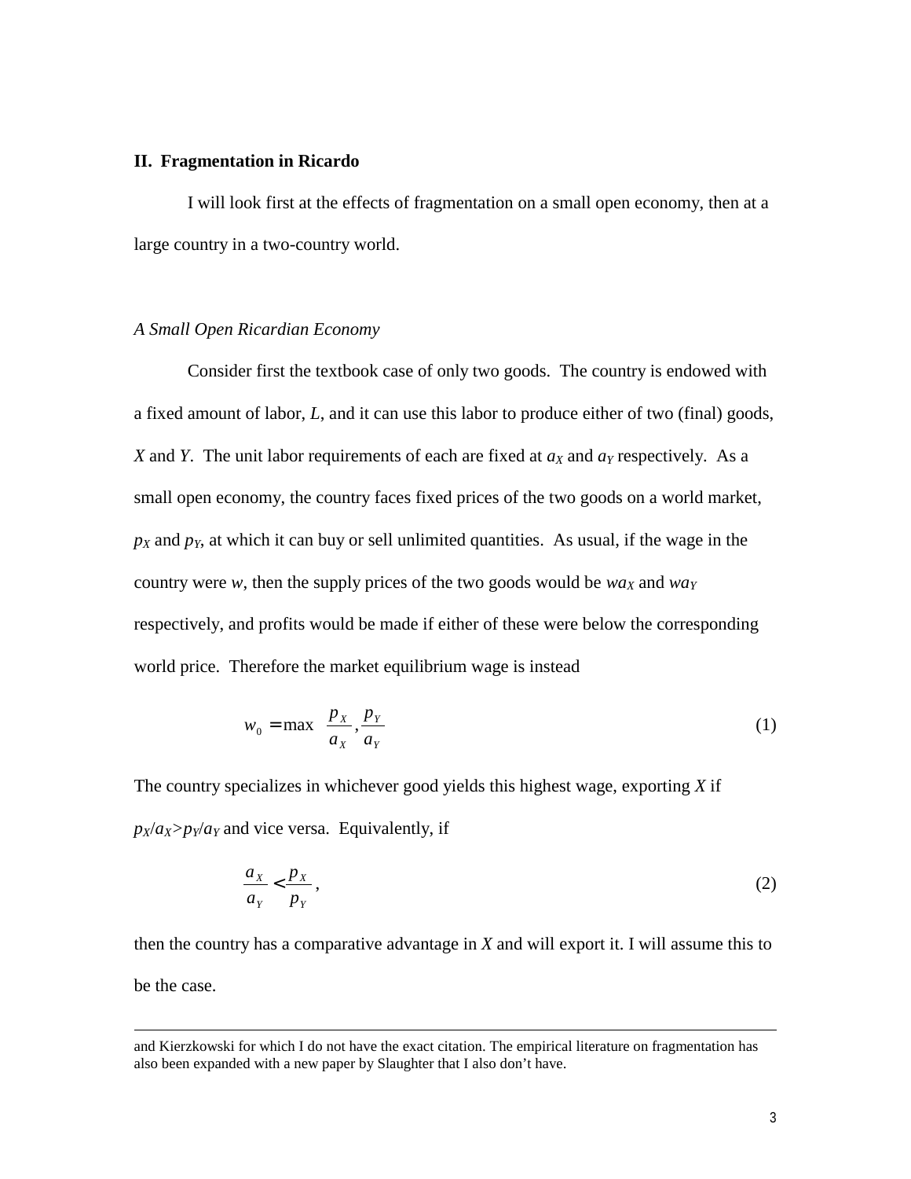## II. Fragmentation in Ricardo

I will look first at the effects of fragmentation on a small open economy, then at a large country in a two-country world.

### *A Small Open Ricardian Economy*

Consider first the textbook case of only two goods. The country is endowed with a fixed amount of labor, $L$, and it can use this labor to produce either of two (final) goods, $X$ and $Y$. The unit labor requirements of each are fixed at $a_X$ and $a_Y$ respectively. As a small open economy, the country faces fixed prices of the two goods on a world market, $p_X$ and $p_Y$, at which it can buy or sell unlimited quantities. As usual, if the wage in the country were $w$, then the supply prices of the two goods would be $wa_X$ and $wa_Y$ respectively, and profits would be made if either of these were below the corresponding world price. Therefore the market equilibrium wage is instead

$$w_0 = \max\left(\frac{p_X}{a_X}, \frac{p_Y}{a_Y}\right) \tag{1}$$

The country specializes in whichever good yields this highest wage, exporting $X$ if $p_X/a_X > p_Y/a_Y$ and vice versa. Equivalently, if

$$\frac{a_X}{a_Y} < \frac{p_X}{p_Y}, \tag{2}$$

then the country has a comparative advantage in $X$ and will export it. I will assume this to be the case.

---

and Kierzkowski for which I do not have the exact citation. The empirical literature on fragmentation has also been expanded with a new paper by Slaughter that I also don't have.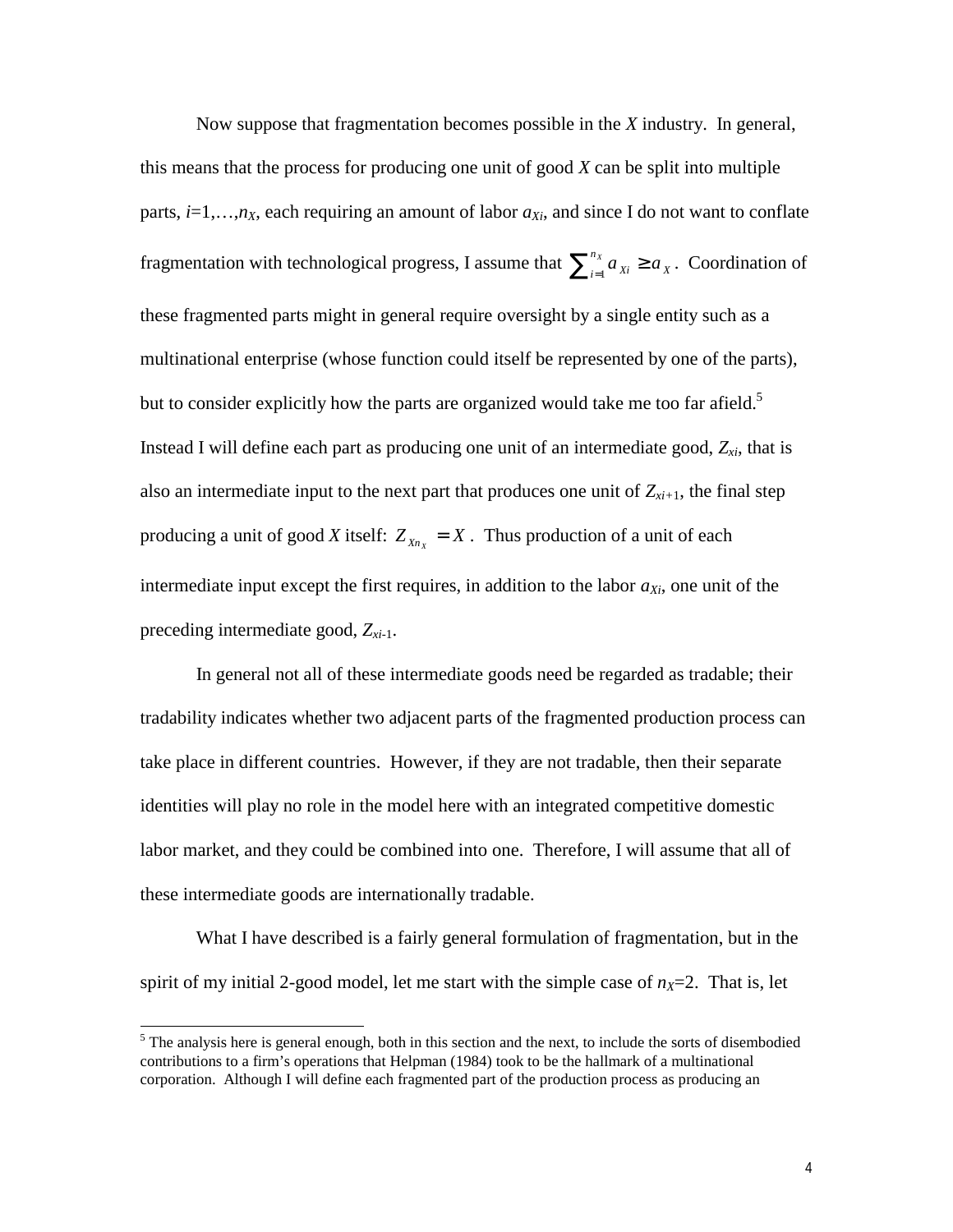Now suppose that fragmentation becomes possible in the $X$ industry. In general, this means that the process for producing one unit of good $X$ can be split into multiple parts, $i$=1,…,$n_X$, each requiring an amount of labor $a_{Xi}$, and since I do not want to conflate fragmentation with technological progress, I assume that $\sum_{i=1}^{n_X} a_{Xi} \geq a_X$. Coordination of these fragmented parts might in general require oversight by a single entity such as a multinational enterprise (whose function could itself be represented by one of the parts), but to consider explicitly how the parts are organized would take me too far afield.[5] Instead I will define each part as producing one unit of an intermediate good, $Z_{xi}$, that is also an intermediate input to the next part that produces one unit of $Z_{xi+1}$, the final step producing a unit of good $X$ itself: $Z_{Xn_X} = X$. Thus production of a unit of each intermediate input except the first requires, in addition to the labor $a_{Xi}$, one unit of the preceding intermediate good, $Z_{xi-1}$.

In general not all of these intermediate goods need be regarded as tradable; their tradability indicates whether two adjacent parts of the fragmented production process can take place in different countries. However, if they are not tradable, then their separate identities will play no role in the model here with an integrated competitive domestic labor market, and they could be combined into one. Therefore, I will assume that all of these intermediate goods are internationally tradable.

What I have described is a fairly general formulation of fragmentation, but in the spirit of my initial 2-good model, let me start with the simple case of $n_X$=2. That is, let

[5] The analysis here is general enough, both in this section and the next, to include the sorts of disembodied contributions to a firm's operations that Helpman (1984) took to be the hallmark of a multinational corporation. Although I will define each fragmented part of the production process as producing an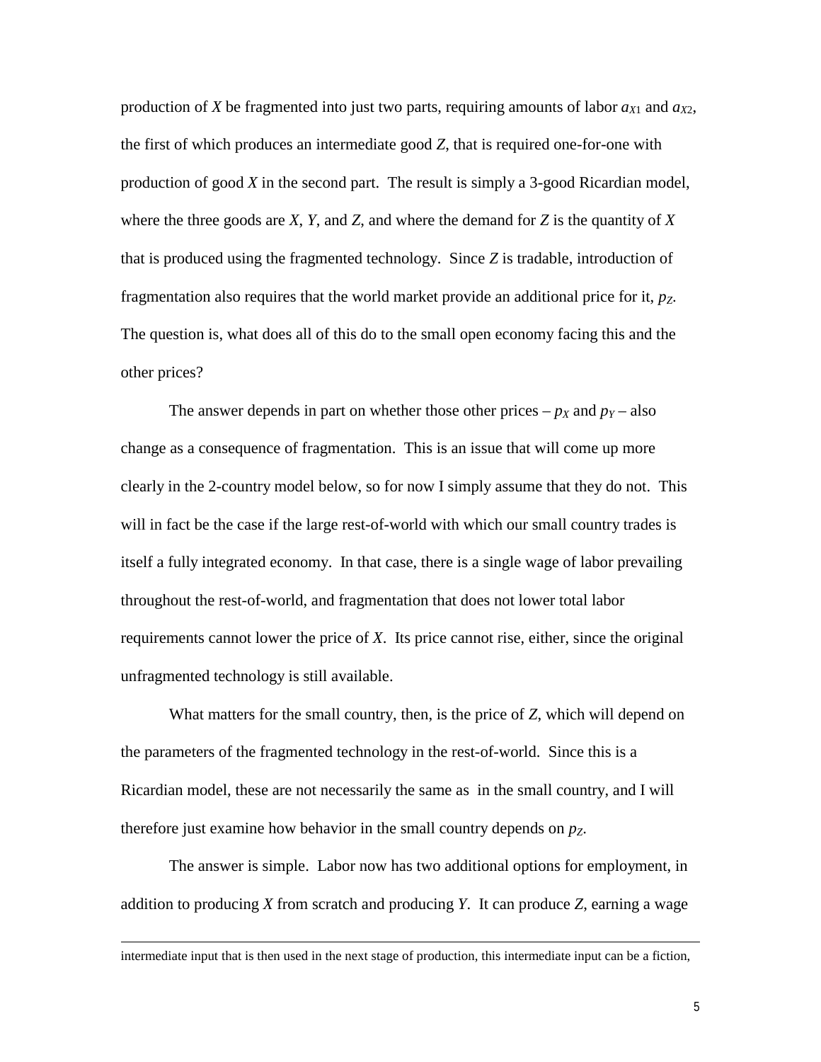production of *X* be fragmented into just two parts, requiring amounts of labor $a_{X1}$ and $a_{X2}$, the first of which produces an intermediate good *Z*, that is required one-for-one with production of good *X* in the second part. The result is simply a 3-good Ricardian model, where the three goods are *X*, *Y*, and *Z*, and where the demand for *Z* is the quantity of *X* that is produced using the fragmented technology. Since *Z* is tradable, introduction of fragmentation also requires that the world market provide an additional price for it, $p_Z$. The question is, what does all of this do to the small open economy facing this and the other prices?

The answer depends in part on whether those other prices – $p_X$ and $p_Y$ – also change as a consequence of fragmentation. This is an issue that will come up more clearly in the 2-country model below, so for now I simply assume that they do not. This will in fact be the case if the large rest-of-world with which our small country trades is itself a fully integrated economy. In that case, there is a single wage of labor prevailing throughout the rest-of-world, and fragmentation that does not lower total labor requirements cannot lower the price of *X*. Its price cannot rise, either, since the original unfragmented technology is still available.

What matters for the small country, then, is the price of *Z*, which will depend on the parameters of the fragmented technology in the rest-of-world. Since this is a Ricardian model, these are not necessarily the same as in the small country, and I will therefore just examine how behavior in the small country depends on $p_Z$.

The answer is simple. Labor now has two additional options for employment, in addition to producing *X* from scratch and producing *Y*. It can produce *Z*, earning a wage

---

intermediate input that is then used in the next stage of production, this intermediate input can be a fiction,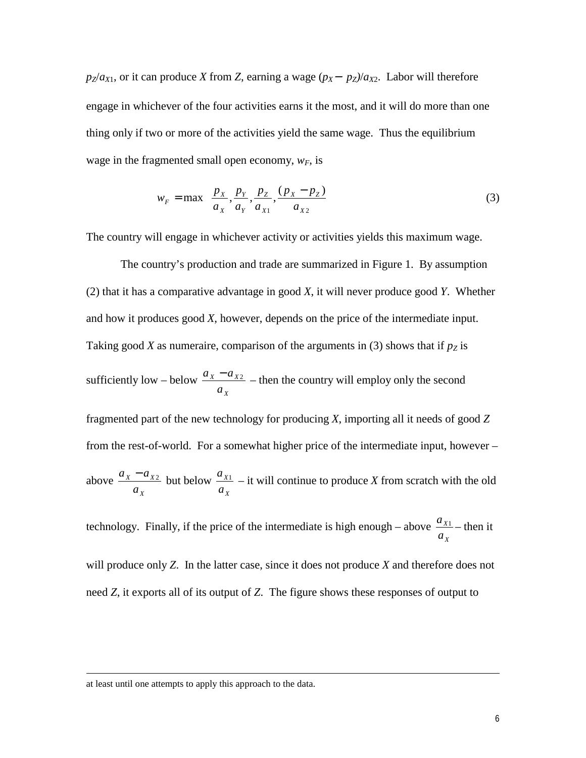$p_Z/a_{X1}$, or it can produce $X$ from $Z$, earning a wage $(p_X - p_Z)/a_{X2}$. Labor will therefore engage in whichever of the four activities earns it the most, and it will do more than one thing only if two or more of the activities yield the same wage. Thus the equilibrium wage in the fragmented small open economy, $w_F$, is

$$w_F = \max\left(\frac{p_X}{a_X}, \frac{p_Y}{a_Y}, \frac{p_Z}{a_{X1}}, \frac{(p_X - p_Z)}{a_{X2}}\right) \tag{3}$$

The country will engage in whichever activity or activities yields this maximum wage.

The country's production and trade are summarized in Figure 1. By assumption (2) that it has a comparative advantage in good $X$, it will never produce good $Y$. Whether and how it produces good $X$, however, depends on the price of the intermediate input. Taking good $X$ as numeraire, comparison of the arguments in (3) shows that if $p_Z$ is sufficiently low – below $\frac{a_X - a_{X2}}{a_X}$ – then the country will employ only the second fragmented part of the new technology for producing $X$, importing all it needs of good $Z$ from the rest-of-world. For a somewhat higher price of the intermediate input, however – above $\frac{a_X - a_{X2}}{a_X}$ but below $\frac{a_{X1}}{a_X}$ – it will continue to produce $X$ from scratch with the old technology. Finally, if the price of the intermediate is high enough – above $\frac{a_{X1}}{a_X}$ – then it will produce only $Z$. In the latter case, since it does not produce $X$ and therefore does not need $Z$, it exports all of its output of $Z$. The figure shows these responses of output to

---

at least until one attempts to apply this approach to the data.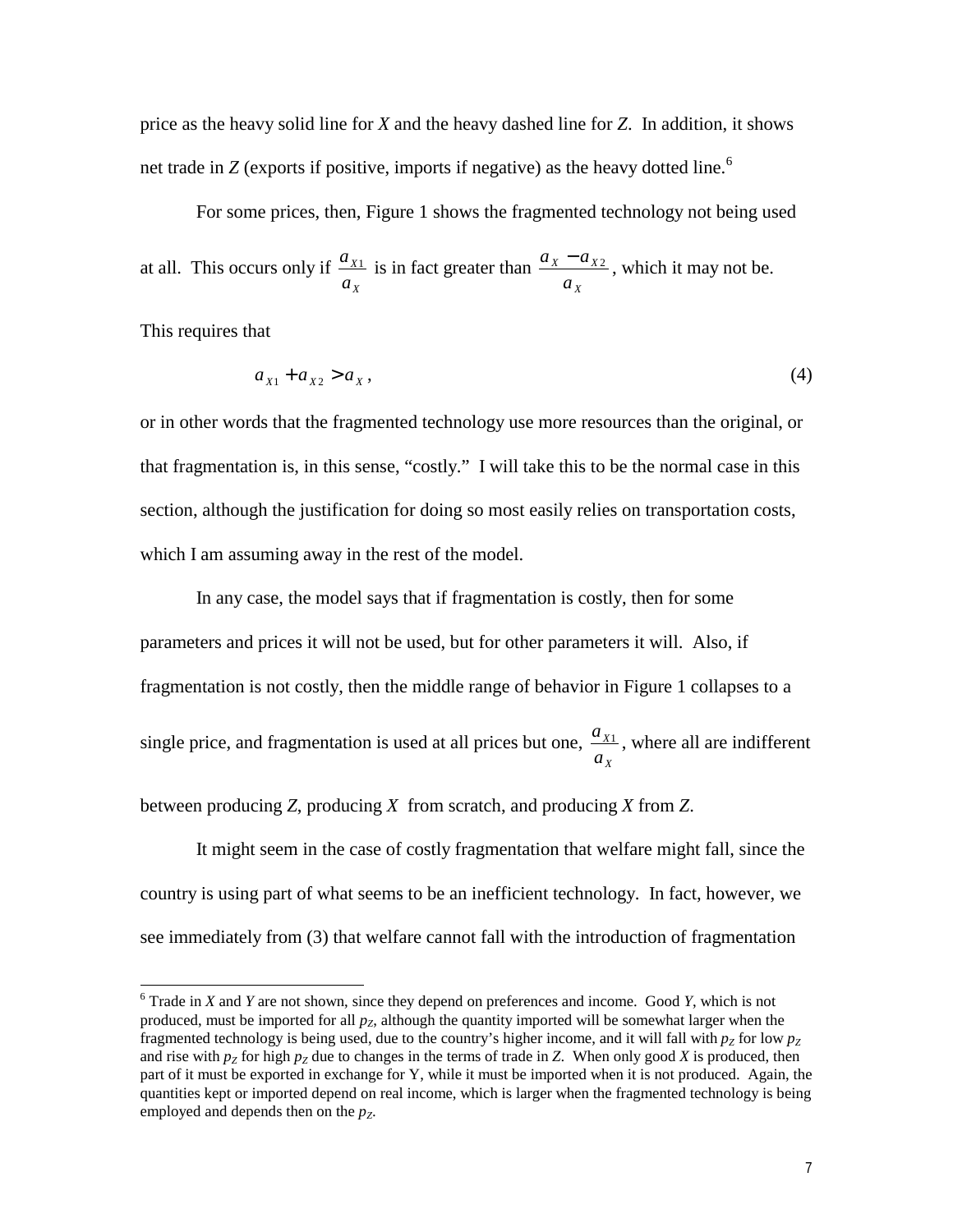price as the heavy solid line for *X* and the heavy dashed line for *Z*. In addition, it shows net trade in *Z* (exports if positive, imports if negative) as the heavy dotted line.[6]

For some prices, then, Figure 1 shows the fragmented technology not being used at all. This occurs only if $\frac{a_{X1}}{a_X}$ is in fact greater than $\frac{a_X - a_{X2}}{a_X}$, which it may not be. This requires that

$$a_{X1} + a_{X2} > a_X, \tag{4}$$

or in other words that the fragmented technology use more resources than the original, or that fragmentation is, in this sense, "costly." I will take this to be the normal case in this section, although the justification for doing so most easily relies on transportation costs, which I am assuming away in the rest of the model.

In any case, the model says that if fragmentation is costly, then for some parameters and prices it will not be used, but for other parameters it will. Also, if fragmentation is not costly, then the middle range of behavior in Figure 1 collapses to a single price, and fragmentation is used at all prices but one, $\frac{a_{X1}}{a_X}$, where all are indifferent between producing *Z*, producing *X* from scratch, and producing *X* from *Z*.

It might seem in the case of costly fragmentation that welfare might fall, since the country is using part of what seems to be an inefficient technology. In fact, however, we see immediately from (3) that welfare cannot fall with the introduction of fragmentation

[6] Trade in *X* and *Y* are not shown, since they depend on preferences and income. Good *Y*, which is not produced, must be imported for all $p_Z$, although the quantity imported will be somewhat larger when the fragmented technology is being used, due to the country's higher income, and it will fall with $p_Z$ for low $p_Z$ and rise with $p_Z$ for high $p_Z$ due to changes in the terms of trade in *Z*. When only good *X* is produced, then part of it must be exported in exchange for Y, while it must be imported when it is not produced. Again, the quantities kept or imported depend on real income, which is larger when the fragmented technology is being employed and depends then on the $p_Z$.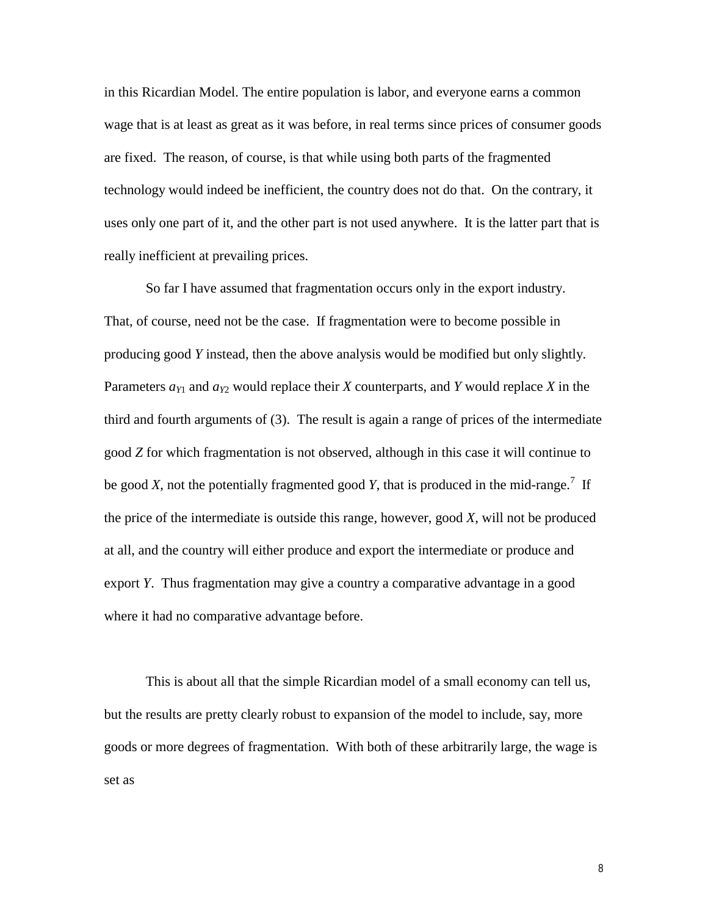in this Ricardian Model. The entire population is labor, and everyone earns a common wage that is at least as great as it was before, in real terms since prices of consumer goods are fixed. The reason, of course, is that while using both parts of the fragmented technology would indeed be inefficient, the country does not do that. On the contrary, it uses only one part of it, and the other part is not used anywhere. It is the latter part that is really inefficient at prevailing prices.

So far I have assumed that fragmentation occurs only in the export industry. That, of course, need not be the case. If fragmentation were to become possible in producing good *Y* instead, then the above analysis would be modified but only slightly. Parameters $a_{Y1}$ and $a_{Y2}$ would replace their *X* counterparts, and *Y* would replace *X* in the third and fourth arguments of (3). The result is again a range of prices of the intermediate good *Z* for which fragmentation is not observed, although in this case it will continue to be good *X*, not the potentially fragmented good *Y*, that is produced in the mid-range.[7] If the price of the intermediate is outside this range, however, good *X*, will not be produced at all, and the country will either produce and export the intermediate or produce and export *Y*. Thus fragmentation may give a country a comparative advantage in a good where it had no comparative advantage before.

This is about all that the simple Ricardian model of a small economy can tell us, but the results are pretty clearly robust to expansion of the model to include, say, more goods or more degrees of fragmentation. With both of these arbitrarily large, the wage is set as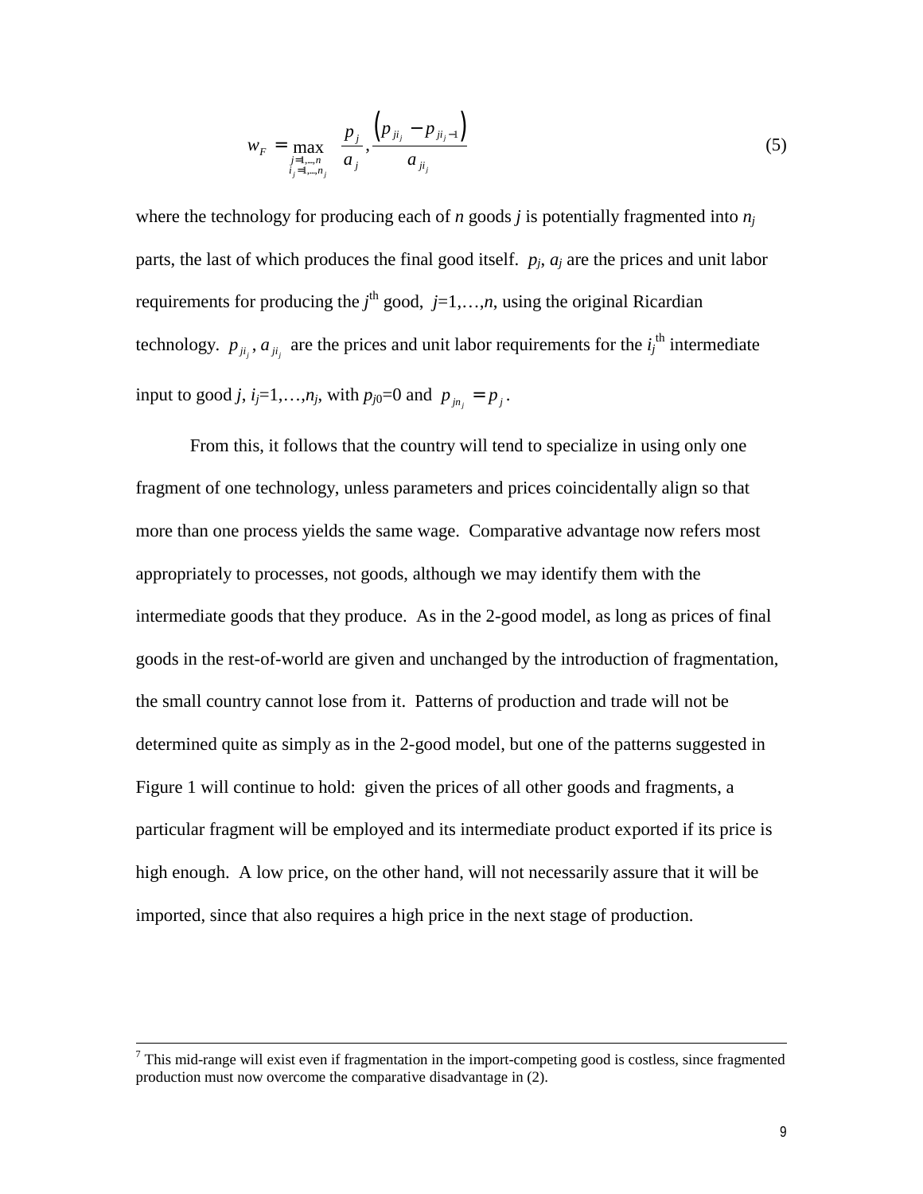$$w_F = \max_{\substack{j=1,\ldots,n \\ i_j=1,\ldots,n_j}} \left\{ \frac{p_j}{a_j}, \frac{\left(p_{ji_j} - p_{ji_j-1}\right)}{a_{ji_j}} \right\} \tag{5}$$

where the technology for producing each of $n$ goods $j$ is potentially fragmented into $n_j$ parts, the last of which produces the final good itself. $p_j$, $a_j$ are the prices and unit labor requirements for producing the $j^{\text{th}}$ good, $j=1,\ldots,n$, using the original Ricardian technology. $p_{ji_j}$, $a_{ji_j}$ are the prices and unit labor requirements for the $i_j^{\text{th}}$ intermediate input to good $j$, $i_j=1,\ldots,n_j$, with $p_{j0}=0$ and $p_{jn_j} = p_j$.

From this, it follows that the country will tend to specialize in using only one fragment of one technology, unless parameters and prices coincidentally align so that more than one process yields the same wage. Comparative advantage now refers most appropriately to processes, not goods, although we may identify them with the intermediate goods that they produce. As in the 2-good model, as long as prices of final goods in the rest-of-world are given and unchanged by the introduction of fragmentation, the small country cannot lose from it. Patterns of production and trade will not be determined quite as simply as in the 2-good model, but one of the patterns suggested in Figure 1 will continue to hold: given the prices of all other goods and fragments, a particular fragment will be employed and its intermediate product exported if its price is high enough. A low price, on the other hand, will not necessarily assure that it will be imported, since that also requires a high price in the next stage of production.

---

[7] This mid-range will exist even if fragmentation in the import-competing good is costless, since fragmented production must now overcome the comparative disadvantage in (2).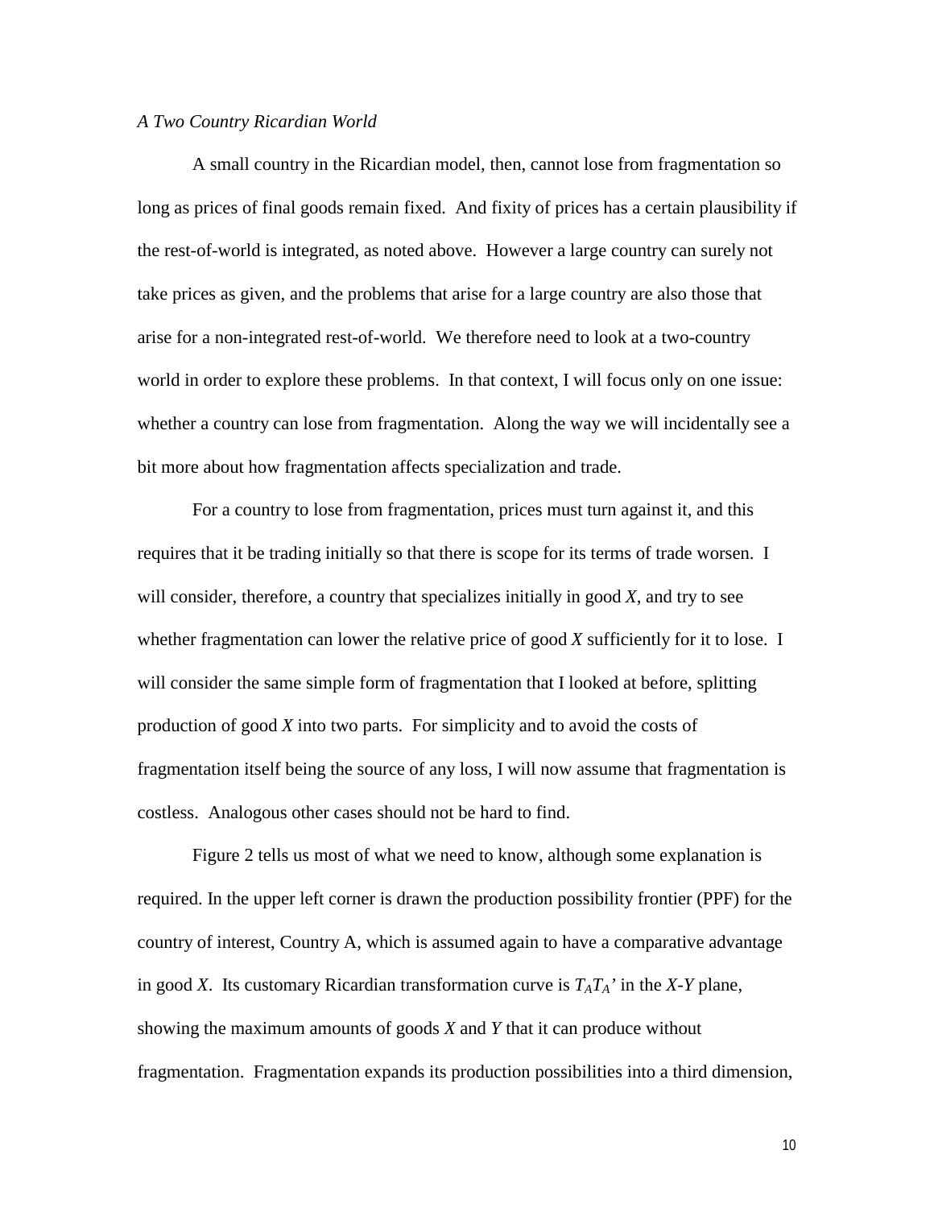*A Two Country Ricardian World*

A small country in the Ricardian model, then, cannot lose from fragmentation so long as prices of final goods remain fixed. And fixity of prices has a certain plausibility if the rest-of-world is integrated, as noted above. However a large country can surely not take prices as given, and the problems that arise for a large country are also those that arise for a non-integrated rest-of-world. We therefore need to look at a two-country world in order to explore these problems. In that context, I will focus only on one issue: whether a country can lose from fragmentation. Along the way we will incidentally see a bit more about how fragmentation affects specialization and trade.

For a country to lose from fragmentation, prices must turn against it, and this requires that it be trading initially so that there is scope for its terms of trade worsen. I will consider, therefore, a country that specializes initially in good *X*, and try to see whether fragmentation can lower the relative price of good *X* sufficiently for it to lose. I will consider the same simple form of fragmentation that I looked at before, splitting production of good *X* into two parts. For simplicity and to avoid the costs of fragmentation itself being the source of any loss, I will now assume that fragmentation is costless. Analogous other cases should not be hard to find.

Figure 2 tells us most of what we need to know, although some explanation is required. In the upper left corner is drawn the production possibility frontier (PPF) for the country of interest, Country A, which is assumed again to have a comparative advantage in good *X*. Its customary Ricardian transformation curve is $T_A T_A'$ in the *X*-*Y* plane, showing the maximum amounts of goods *X* and *Y* that it can produce without fragmentation. Fragmentation expands its production possibilities into a third dimension,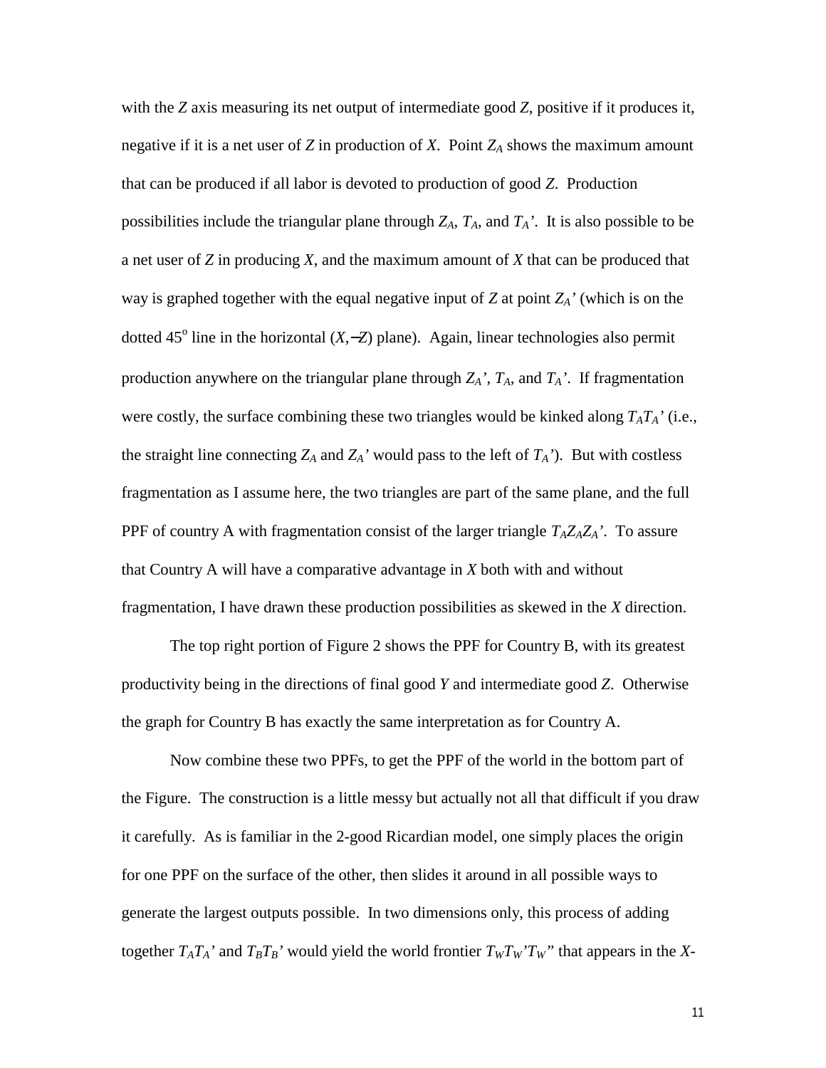with the $Z$ axis measuring its net output of intermediate good $Z$, positive if it produces it, negative if it is a net user of $Z$ in production of $X$. Point $Z_A$ shows the maximum amount that can be produced if all labor is devoted to production of good $Z$. Production possibilities include the triangular plane through $Z_A$, $T_A$, and $T_A'$. It is also possible to be a net user of $Z$ in producing $X$, and the maximum amount of $X$ that can be produced that way is graphed together with the equal negative input of $Z$ at point $Z_A'$ (which is on the dotted 45$^o$ line in the horizontal ($X$,−$Z$) plane). Again, linear technologies also permit production anywhere on the triangular plane through $Z_A'$, $T_A$, and $T_A'$. If fragmentation were costly, the surface combining these two triangles would be kinked along $T_AT_A'$ (i.e., the straight line connecting $Z_A$ and $Z_A'$ would pass to the left of $T_A'$). But with costless fragmentation as I assume here, the two triangles are part of the same plane, and the full PPF of country A with fragmentation consist of the larger triangle $T_AZ_AZ_A'$. To assure that Country A will have a comparative advantage in $X$ both with and without fragmentation, I have drawn these production possibilities as skewed in the $X$ direction.

The top right portion of Figure 2 shows the PPF for Country B, with its greatest productivity being in the directions of final good $Y$ and intermediate good $Z$. Otherwise the graph for Country B has exactly the same interpretation as for Country A.

Now combine these two PPFs, to get the PPF of the world in the bottom part of the Figure. The construction is a little messy but actually not all that difficult if you draw it carefully. As is familiar in the 2-good Ricardian model, one simply places the origin for one PPF on the surface of the other, then slides it around in all possible ways to generate the largest outputs possible. In two dimensions only, this process of adding together $T_AT_A'$ and $T_BT_B'$ would yield the world frontier $T_WT_W'T_W''$ that appears in the $X$-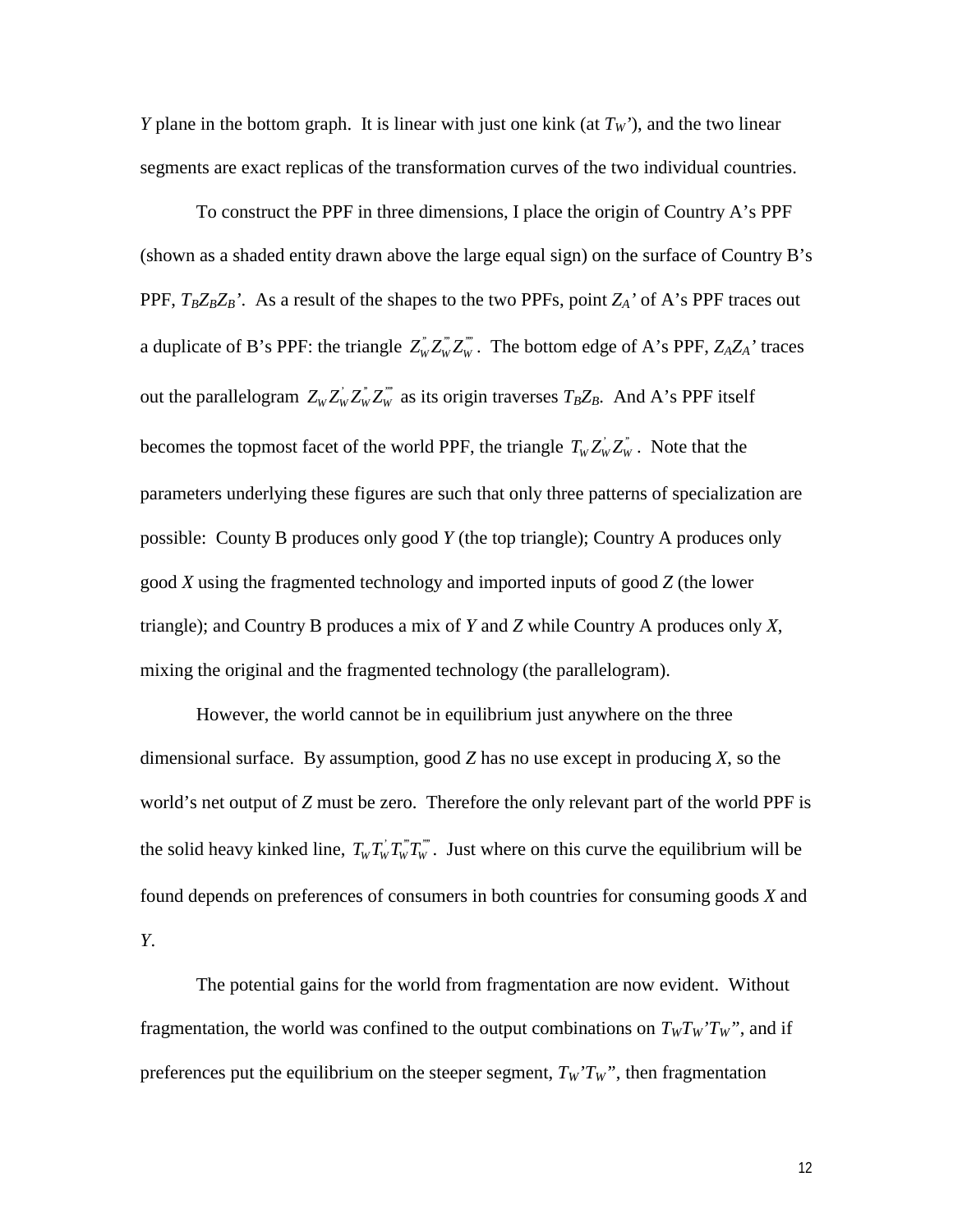$Y$ plane in the bottom graph. It is linear with just one kink (at $T_W$'), and the two linear segments are exact replicas of the transformation curves of the two individual countries.

To construct the PPF in three dimensions, I place the origin of Country A's PPF (shown as a shaded entity drawn above the large equal sign) on the surface of Country B's PPF, $T_BZ_BZ_B$'. As a result of the shapes to the two PPFs, point $Z_A$' of A's PPF traces out a duplicate of B's PPF: the triangle $Z_W^{''}Z_W^{'''}Z_W^{''''}$. The bottom edge of A's PPF, $Z_AZ_A$' traces out the parallelogram $Z_WZ_W^{'}Z_W^{''}Z_W^{''''}$ as its origin traverses $T_BZ_B$. And A's PPF itself becomes the topmost facet of the world PPF, the triangle $T_WZ_W^{'}Z_W^{''}$. Note that the parameters underlying these figures are such that only three patterns of specialization are possible: County B produces only good $Y$ (the top triangle); Country A produces only good $X$ using the fragmented technology and imported inputs of good $Z$ (the lower triangle); and Country B produces a mix of $Y$ and $Z$ while Country A produces only $X$, mixing the original and the fragmented technology (the parallelogram).

However, the world cannot be in equilibrium just anywhere on the three dimensional surface. By assumption, good $Z$ has no use except in producing $X$, so the world's net output of $Z$ must be zero. Therefore the only relevant part of the world PPF is the solid heavy kinked line, $T_WT_W^{'}T_W^{'''}T_W^{''''}$. Just where on this curve the equilibrium will be found depends on preferences of consumers in both countries for consuming goods $X$ and $Y$.

The potential gains for the world from fragmentation are now evident. Without fragmentation, the world was confined to the output combinations on $T_WT_W$'$T_W$", and if preferences put the equilibrium on the steeper segment, $T_W$'$T_W$", then fragmentation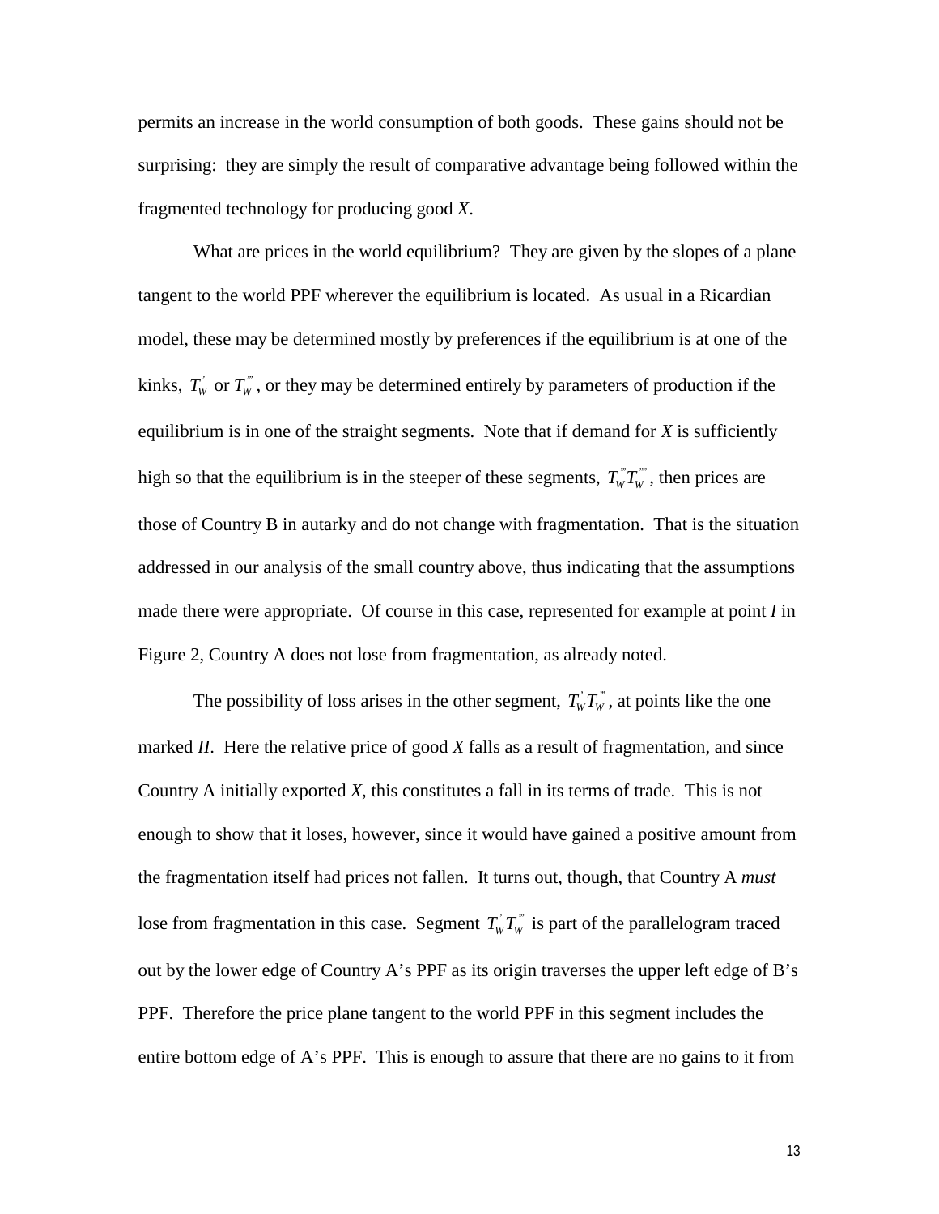permits an increase in the world consumption of both goods. These gains should not be surprising: they are simply the result of comparative advantage being followed within the fragmented technology for producing good *X*.

What are prices in the world equilibrium? They are given by the slopes of a plane tangent to the world PPF wherever the equilibrium is located. As usual in a Ricardian model, these may be determined mostly by preferences if the equilibrium is at one of the kinks, $T_W^{'}$ or $T_W^{'''}$, or they may be determined entirely by parameters of production if the equilibrium is in one of the straight segments. Note that if demand for *X* is sufficiently high so that the equilibrium is in the steeper of these segments, $T_W^{'''}T_W^{''''}$, then prices are those of Country B in autarky and do not change with fragmentation. That is the situation addressed in our analysis of the small country above, thus indicating that the assumptions made there were appropriate. Of course in this case, represented for example at point *I* in Figure 2, Country A does not lose from fragmentation, as already noted.

The possibility of loss arises in the other segment, $T_W^{'}T_W^{'''}$, at points like the one marked *II*. Here the relative price of good *X* falls as a result of fragmentation, and since Country A initially exported *X*, this constitutes a fall in its terms of trade. This is not enough to show that it loses, however, since it would have gained a positive amount from the fragmentation itself had prices not fallen. It turns out, though, that Country A *must* lose from fragmentation in this case. Segment $T_W^{'}T_W^{'''}$ is part of the parallelogram traced out by the lower edge of Country A's PPF as its origin traverses the upper left edge of B's PPF. Therefore the price plane tangent to the world PPF in this segment includes the entire bottom edge of A's PPF. This is enough to assure that there are no gains to it from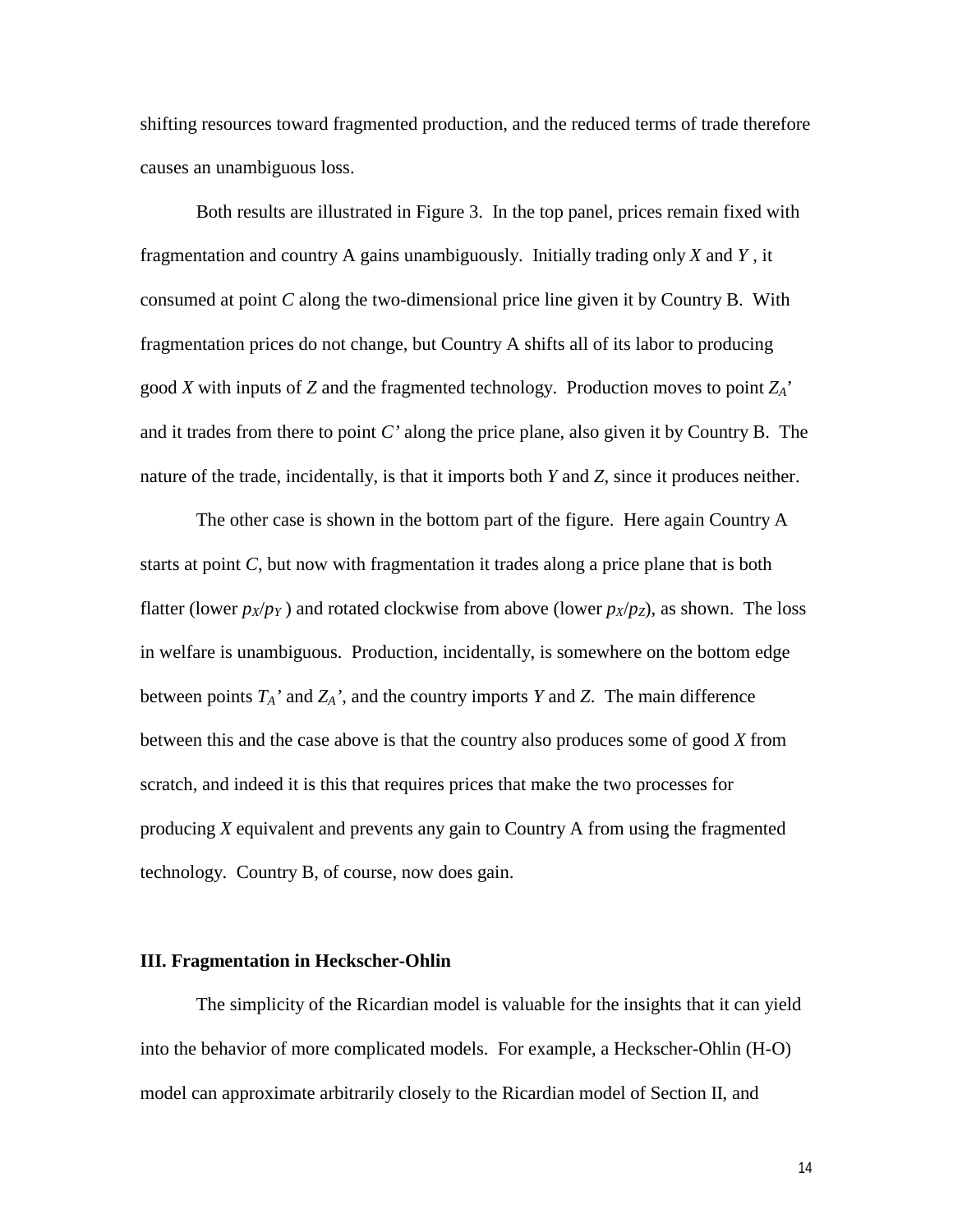shifting resources toward fragmented production, and the reduced terms of trade therefore causes an unambiguous loss.

Both results are illustrated in Figure 3. In the top panel, prices remain fixed with fragmentation and country A gains unambiguously. Initially trading only *X* and *Y* , it consumed at point *C* along the two-dimensional price line given it by Country B. With fragmentation prices do not change, but Country A shifts all of its labor to producing good *X* with inputs of *Z* and the fragmented technology. Production moves to point $Z_A$' and it trades from there to point *C'* along the price plane, also given it by Country B. The nature of the trade, incidentally, is that it imports both *Y* and *Z*, since it produces neither.

The other case is shown in the bottom part of the figure. Here again Country A starts at point *C*, but now with fragmentation it trades along a price plane that is both flatter (lower $p_X/p_Y$ ) and rotated clockwise from above (lower $p_X/p_Z$), as shown. The loss in welfare is unambiguous. Production, incidentally, is somewhere on the bottom edge between points $T_A$*'* and $Z_A$*'*, and the country imports *Y* and *Z*. The main difference between this and the case above is that the country also produces some of good *X* from scratch, and indeed it is this that requires prices that make the two processes for producing *X* equivalent and prevents any gain to Country A from using the fragmented technology. Country B, of course, now does gain.

### III. Fragmentation in Heckscher-Ohlin

The simplicity of the Ricardian model is valuable for the insights that it can yield into the behavior of more complicated models. For example, a Heckscher-Ohlin (H-O) model can approximate arbitrarily closely to the Ricardian model of Section II, and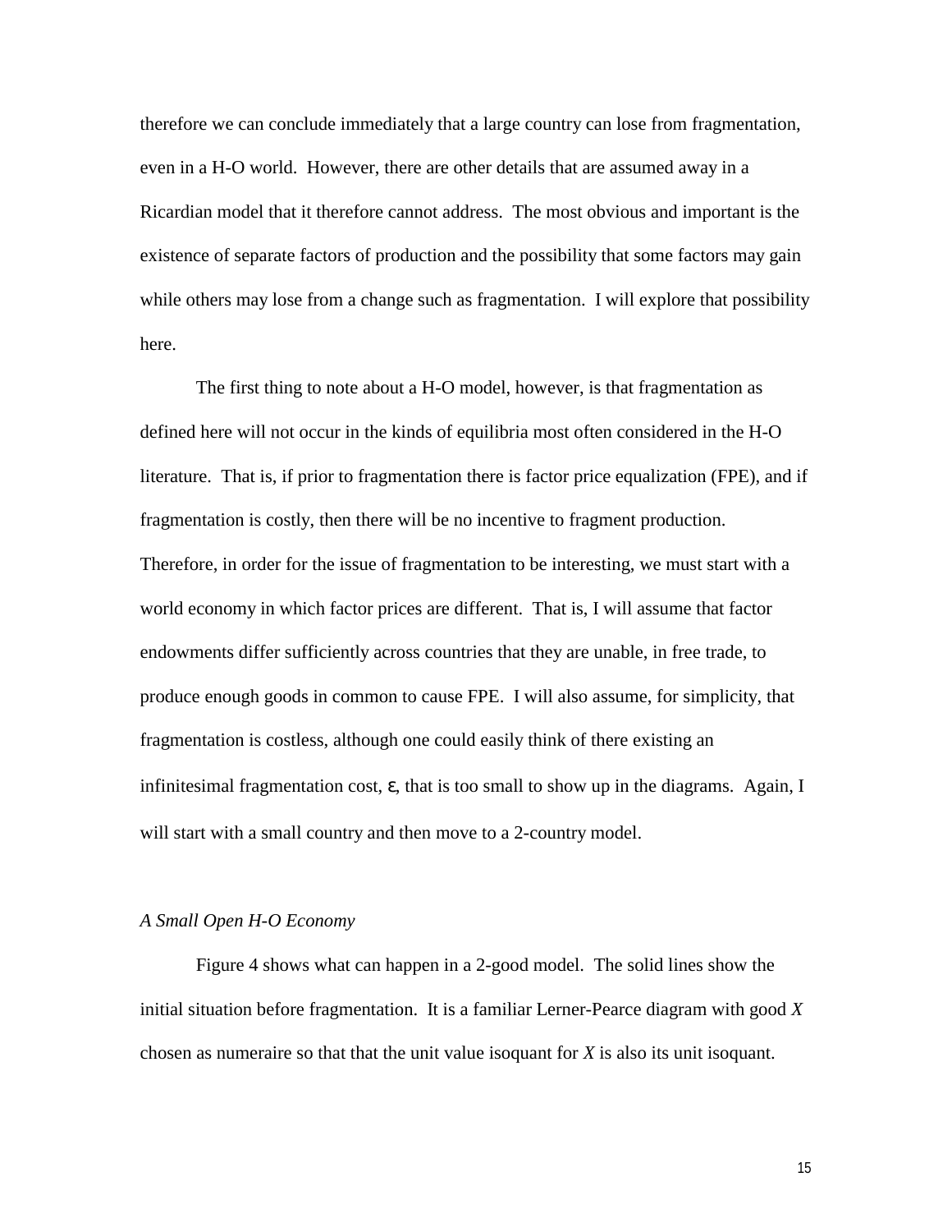therefore we can conclude immediately that a large country can lose from fragmentation, even in a H-O world. However, there are other details that are assumed away in a Ricardian model that it therefore cannot address. The most obvious and important is the existence of separate factors of production and the possibility that some factors may gain while others may lose from a change such as fragmentation. I will explore that possibility here.

The first thing to note about a H-O model, however, is that fragmentation as defined here will not occur in the kinds of equilibria most often considered in the H-O literature. That is, if prior to fragmentation there is factor price equalization (FPE), and if fragmentation is costly, then there will be no incentive to fragment production. Therefore, in order for the issue of fragmentation to be interesting, we must start with a world economy in which factor prices are different. That is, I will assume that factor endowments differ sufficiently across countries that they are unable, in free trade, to produce enough goods in common to cause FPE. I will also assume, for simplicity, that fragmentation is costless, although one could easily think of there existing an infinitesimal fragmentation cost, $\varepsilon$, that is too small to show up in the diagrams. Again, I will start with a small country and then move to a 2-country model.

### *A Small Open H-O Economy*

Figure 4 shows what can happen in a 2-good model. The solid lines show the initial situation before fragmentation. It is a familiar Lerner-Pearce diagram with good $X$ chosen as numeraire so that that the unit value isoquant for $X$ is also its unit isoquant.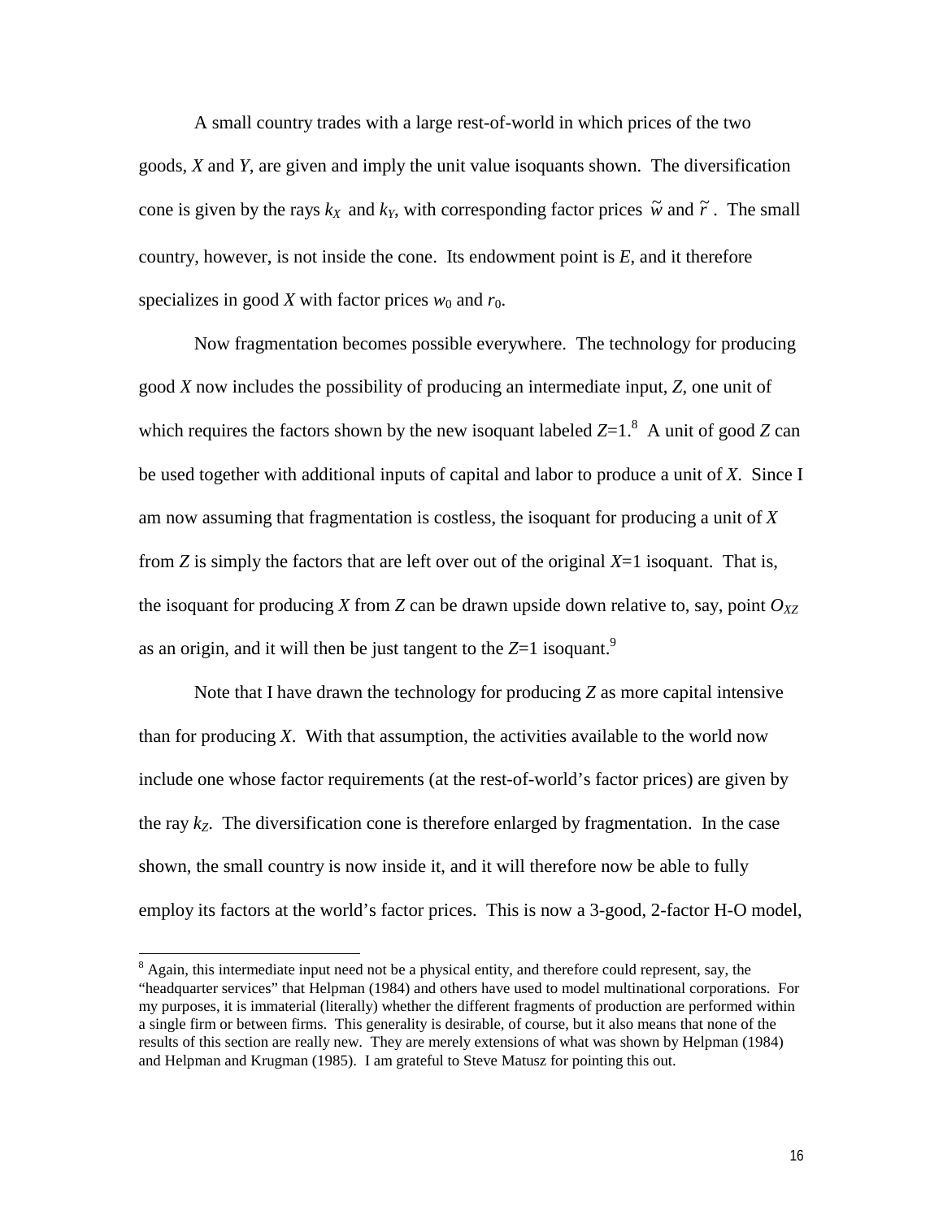A small country trades with a large rest-of-world in which prices of the two goods, $X$ and $Y$, are given and imply the unit value isoquants shown. The diversification cone is given by the rays $k_X$ and $k_Y$, with corresponding factor prices $\tilde{w}$ and $\tilde{r}$. The small country, however, is not inside the cone. Its endowment point is $E$, and it therefore specializes in good $X$ with factor prices $w_0$ and $r_0$.

Now fragmentation becomes possible everywhere. The technology for producing good $X$ now includes the possibility of producing an intermediate input, $Z$, one unit of which requires the factors shown by the new isoquant labeled $Z$=1.[8] A unit of good $Z$ can be used together with additional inputs of capital and labor to produce a unit of $X$. Since I am now assuming that fragmentation is costless, the isoquant for producing a unit of $X$ from $Z$ is simply the factors that are left over out of the original $X$=1 isoquant. That is, the isoquant for producing $X$ from $Z$ can be drawn upside down relative to, say, point $O_{XZ}$ as an origin, and it will then be just tangent to the $Z$=1 isoquant.[9]

Note that I have drawn the technology for producing $Z$ as more capital intensive than for producing $X$. With that assumption, the activities available to the world now include one whose factor requirements (at the rest-of-world's factor prices) are given by the ray $k_Z$. The diversification cone is therefore enlarged by fragmentation. In the case shown, the small country is now inside it, and it will therefore now be able to fully employ its factors at the world's factor prices. This is now a 3-good, 2-factor H-O model,

[8] Again, this intermediate input need not be a physical entity, and therefore could represent, say, the "headquarter services" that Helpman (1984) and others have used to model multinational corporations. For my purposes, it is immaterial (literally) whether the different fragments of production are performed within a single firm or between firms. This generality is desirable, of course, but it also means that none of the results of this section are really new. They are merely extensions of what was shown by Helpman (1984) and Helpman and Krugman (1985). I am grateful to Steve Matusz for pointing this out.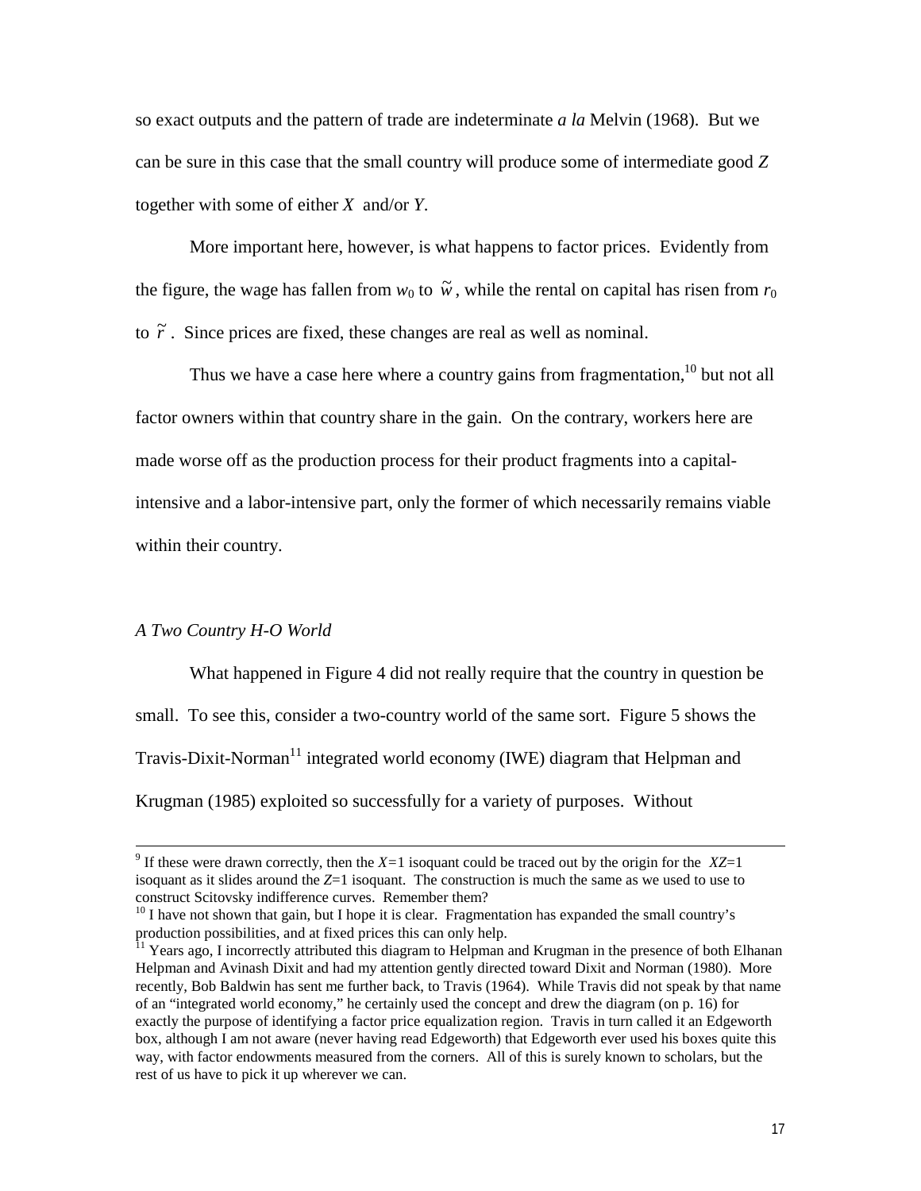so exact outputs and the pattern of trade are indeterminate *a la* Melvin (1968). But we can be sure in this case that the small country will produce some of intermediate good $Z$ together with some of either $X$ and/or $Y$.

More important here, however, is what happens to factor prices. Evidently from the figure, the wage has fallen from $w_0$ to $\tilde{w}$, while the rental on capital has risen from $r_0$ to $\tilde{r}$. Since prices are fixed, these changes are real as well as nominal.

Thus we have a case here where a country gains from fragmentation,[10] but not all factor owners within that country share in the gain. On the contrary, workers here are made worse off as the production process for their product fragments into a capital-intensive and a labor-intensive part, only the former of which necessarily remains viable within their country.

*A Two Country H-O World*

What happened in Figure 4 did not really require that the country in question be small. To see this, consider a two-country world of the same sort. Figure 5 shows the Travis-Dixit-Norman[11] integrated world economy (IWE) diagram that Helpman and Krugman (1985) exploited so successfully for a variety of purposes. Without

---

[9] If these were drawn correctly, then the $X$=1 isoquant could be traced out by the origin for the $XZ$=1 isoquant as it slides around the $Z$=1 isoquant. The construction is much the same as we used to use to construct Scitovsky indifference curves. Remember them?

[10] I have not shown that gain, but I hope it is clear. Fragmentation has expanded the small country's production possibilities, and at fixed prices this can only help.

[11] Years ago, I incorrectly attributed this diagram to Helpman and Krugman in the presence of both Elhanan Helpman and Avinash Dixit and had my attention gently directed toward Dixit and Norman (1980). More recently, Bob Baldwin has sent me further back, to Travis (1964). While Travis did not speak by that name of an "integrated world economy," he certainly used the concept and drew the diagram (on p. 16) for exactly the purpose of identifying a factor price equalization region. Travis in turn called it an Edgeworth box, although I am not aware (never having read Edgeworth) that Edgeworth ever used his boxes quite this way, with factor endowments measured from the corners. All of this is surely known to scholars, but the rest of us have to pick it up wherever we can.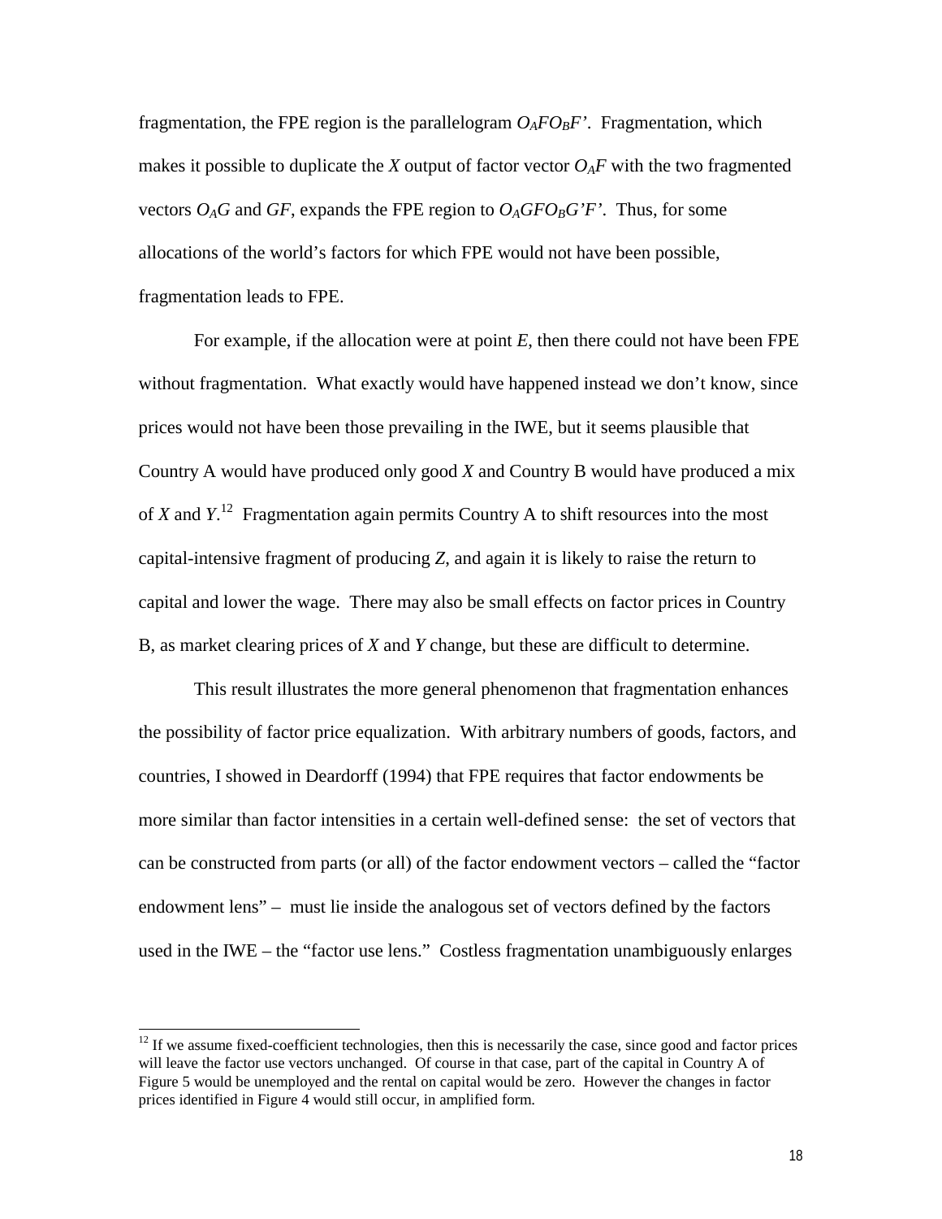fragmentation, the FPE region is the parallelogram $O_AFO_BF'$. Fragmentation, which makes it possible to duplicate the *X* output of factor vector $O_AF$ with the two fragmented vectors $O_AG$ and $GF$, expands the FPE region to $O_AGFO_BG'F'$. Thus, for some allocations of the world's factors for which FPE would not have been possible, fragmentation leads to FPE.

For example, if the allocation were at point *E*, then there could not have been FPE without fragmentation. What exactly would have happened instead we don't know, since prices would not have been those prevailing in the IWE, but it seems plausible that Country A would have produced only good *X* and Country B would have produced a mix of *X* and *Y*.[12] Fragmentation again permits Country A to shift resources into the most capital-intensive fragment of producing *Z*, and again it is likely to raise the return to capital and lower the wage. There may also be small effects on factor prices in Country B, as market clearing prices of *X* and *Y* change, but these are difficult to determine.

This result illustrates the more general phenomenon that fragmentation enhances the possibility of factor price equalization. With arbitrary numbers of goods, factors, and countries, I showed in Deardorff (1994) that FPE requires that factor endowments be more similar than factor intensities in a certain well-defined sense: the set of vectors that can be constructed from parts (or all) of the factor endowment vectors – called the "factor endowment lens" – must lie inside the analogous set of vectors defined by the factors used in the IWE – the "factor use lens." Costless fragmentation unambiguously enlarges

[12] If we assume fixed-coefficient technologies, then this is necessarily the case, since good and factor prices will leave the factor use vectors unchanged. Of course in that case, part of the capital in Country A of Figure 5 would be unemployed and the rental on capital would be zero. However the changes in factor prices identified in Figure 4 would still occur, in amplified form.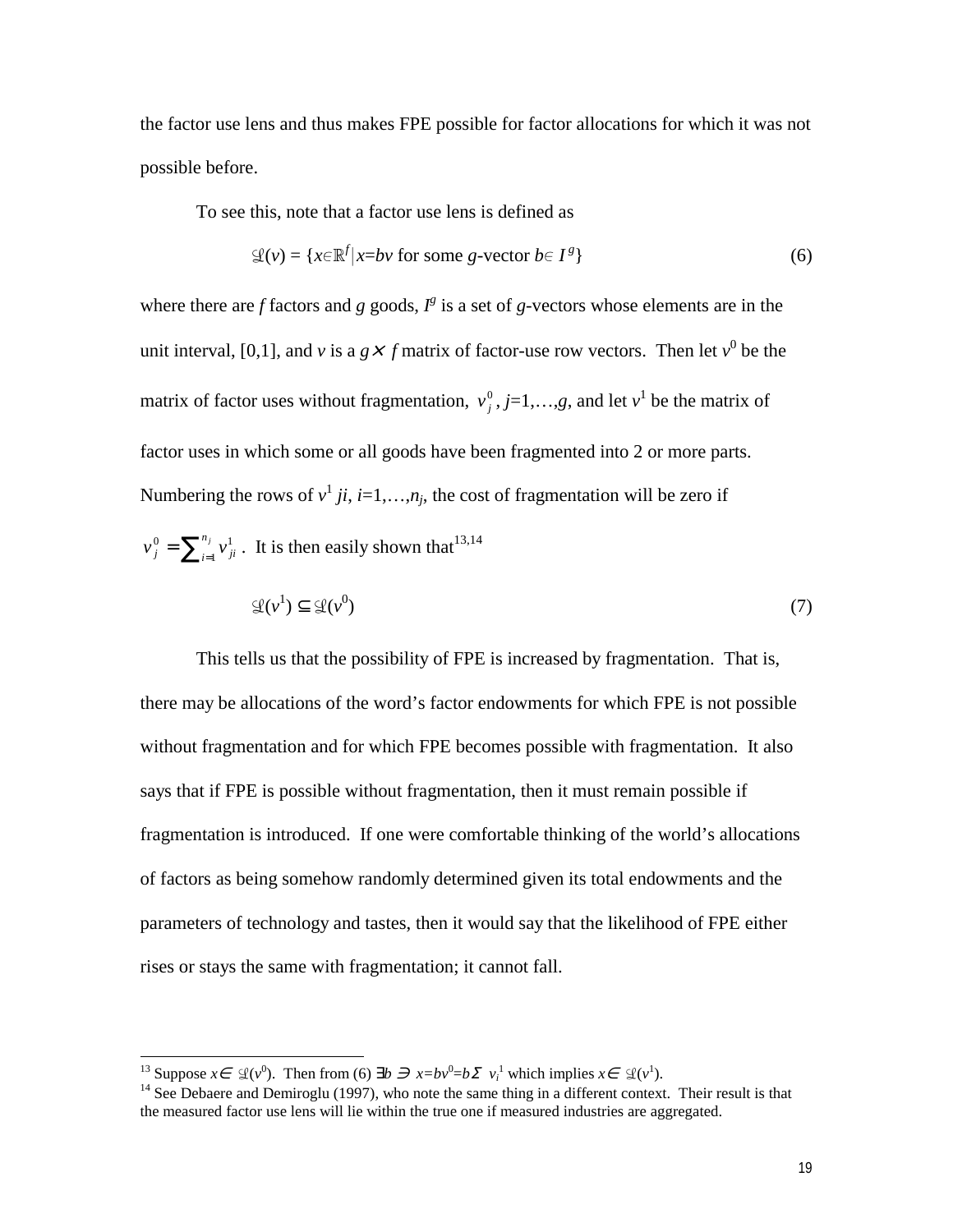the factor use lens and thus makes FPE possible for factor allocations for which it was not possible before.

To see this, note that a factor use lens is defined as

$$\mathcal{L}(v) = \{x \in \mathbb{R}^f \,|\, x = bv \text{ for some } g\text{-vector } b \in I^g\} \tag{6}$$

where there are $f$ factors and $g$ goods, $I^g$ is a set of $g$-vectors whose elements are in the unit interval, [0,1], and $v$ is a $g \times f$ matrix of factor-use row vectors. Then let $v^0$ be the matrix of factor uses without fragmentation, $v_j^0$, $j$=1,…,$g$, and let $v^1$ be the matrix of factor uses in which some or all goods have been fragmented into 2 or more parts. Numbering the rows of $v^1$ $ji$, $i$=1,…,$n_j$, the cost of fragmentation will be zero if $v_j^0 = \sum_{i=1}^{n_j} v_{ji}^1$. It is then easily shown that[13,14]

$$\mathcal{L}(v^1) \subseteq \mathcal{L}(v^0) \tag{7}$$

This tells us that the possibility of FPE is increased by fragmentation. That is, there may be allocations of the word's factor endowments for which FPE is not possible without fragmentation and for which FPE becomes possible with fragmentation. It also says that if FPE is possible without fragmentation, then it must remain possible if fragmentation is introduced. If one were comfortable thinking of the world's allocations of factors as being somehow randomly determined given its total endowments and the parameters of technology and tastes, then it would say that the likelihood of FPE either rises or stays the same with fragmentation; it cannot fall.

---

[13] Suppose $x \in \mathcal{L}(v^0)$. Then from (6) $\exists b \ni x = bv^0 = b\Sigma\; v_i^1$ which implies $x \in \mathcal{L}(v^1)$.

[14] See Debaere and Demiroglu (1997), who note the same thing in a different context. Their result is that the measured factor use lens will lie within the true one if measured industries are aggregated.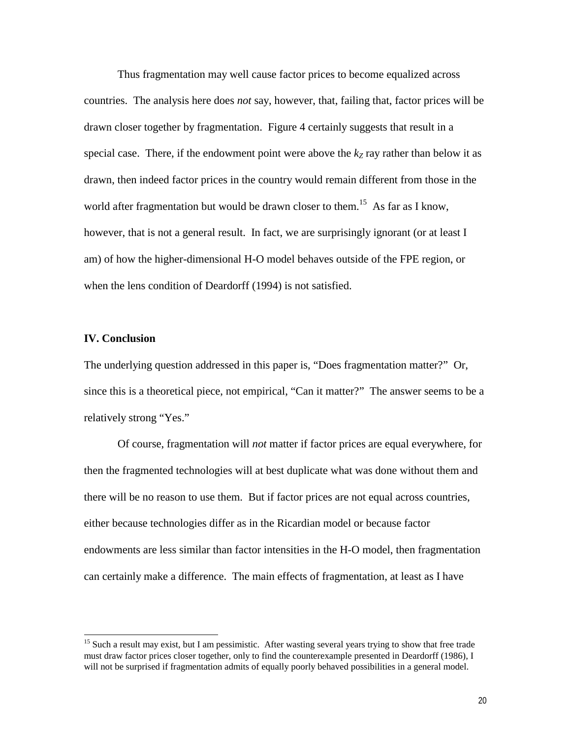Thus fragmentation may well cause factor prices to become equalized across countries. The analysis here does *not* say, however, that, failing that, factor prices will be drawn closer together by fragmentation. Figure 4 certainly suggests that result in a special case. There, if the endowment point were above the $k_Z$ ray rather than below it as drawn, then indeed factor prices in the country would remain different from those in the world after fragmentation but would be drawn closer to them.[15] As far as I know, however, that is not a general result. In fact, we are surprisingly ignorant (or at least I am) of how the higher-dimensional H-O model behaves outside of the FPE region, or when the lens condition of Deardorff (1994) is not satisfied.

## IV. Conclusion

The underlying question addressed in this paper is, "Does fragmentation matter?" Or, since this is a theoretical piece, not empirical, "Can it matter?" The answer seems to be a relatively strong "Yes."

Of course, fragmentation will *not* matter if factor prices are equal everywhere, for then the fragmented technologies will at best duplicate what was done without them and there will be no reason to use them. But if factor prices are not equal across countries, either because technologies differ as in the Ricardian model or because factor endowments are less similar than factor intensities in the H-O model, then fragmentation can certainly make a difference. The main effects of fragmentation, at least as I have

[15] Such a result may exist, but I am pessimistic. After wasting several years trying to show that free trade must draw factor prices closer together, only to find the counterexample presented in Deardorff (1986), I will not be surprised if fragmentation admits of equally poorly behaved possibilities in a general model.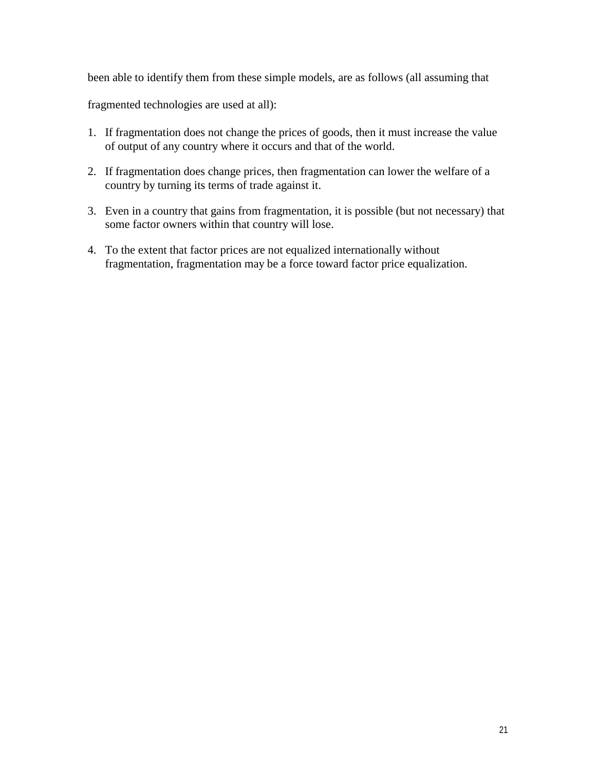been able to identify them from these simple models, are as follows (all assuming that fragmented technologies are used at all):

1. If fragmentation does not change the prices of goods, then it must increase the value of output of any country where it occurs and that of the world.

2. If fragmentation does change prices, then fragmentation can lower the welfare of a country by turning its terms of trade against it.

3. Even in a country that gains from fragmentation, it is possible (but not necessary) that some factor owners within that country will lose.

4. To the extent that factor prices are not equalized internationally without fragmentation, fragmentation may be a force toward factor price equalization.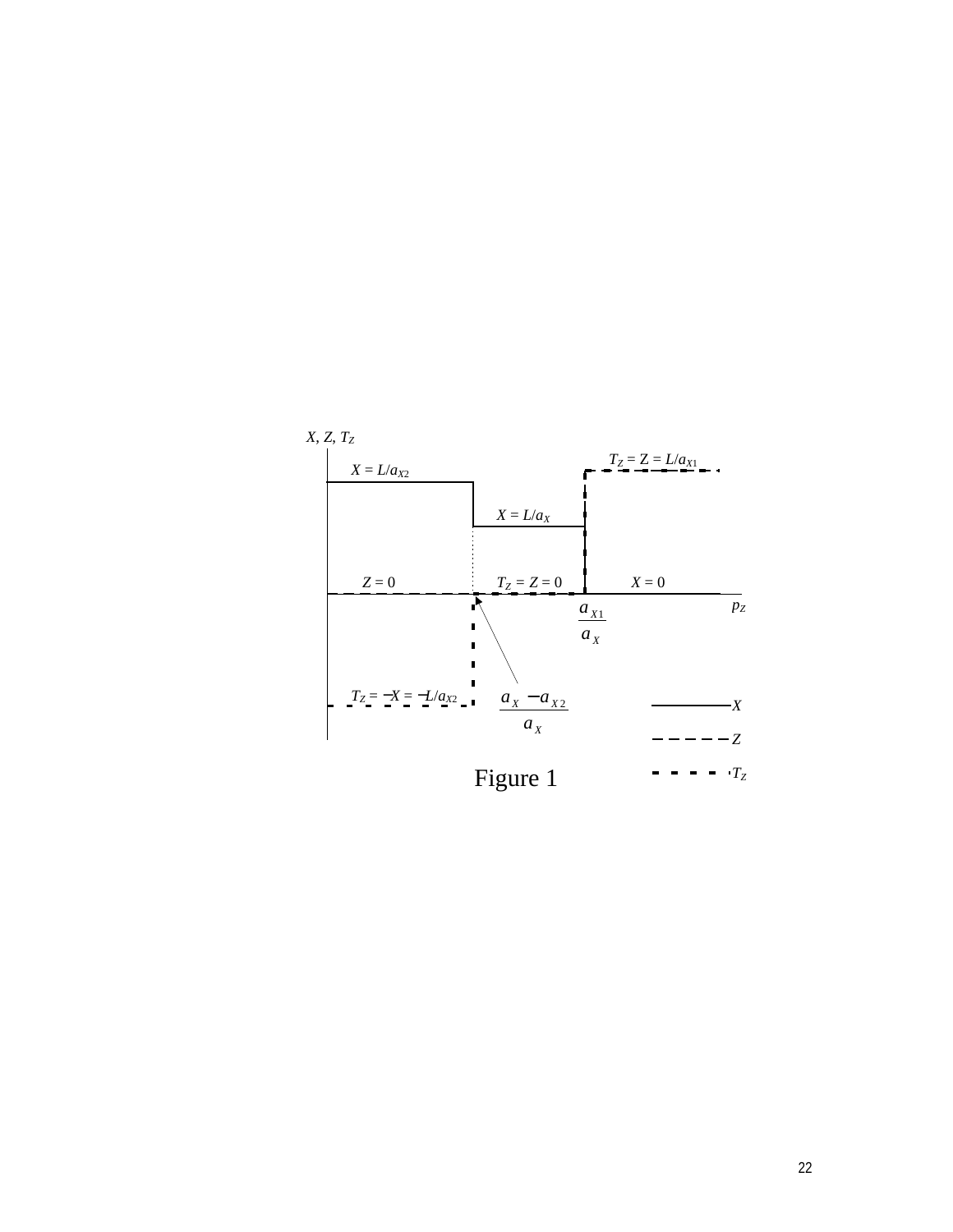$X$, $Z$, $T_Z$

$T_Z = Z = L/a_{X1}$

$X = L/a_{X2}$

$X = L/a_X$

$Z = 0$

$T_Z = Z = 0$

$X = 0$

$p_Z$

$\frac{a_{X1}}{a_X}$

$T_Z = -X = -L/a_{X2}$

$\frac{a_X - a_{X2}}{a_X}$

$X$

$Z$

$T_Z$

Figure 1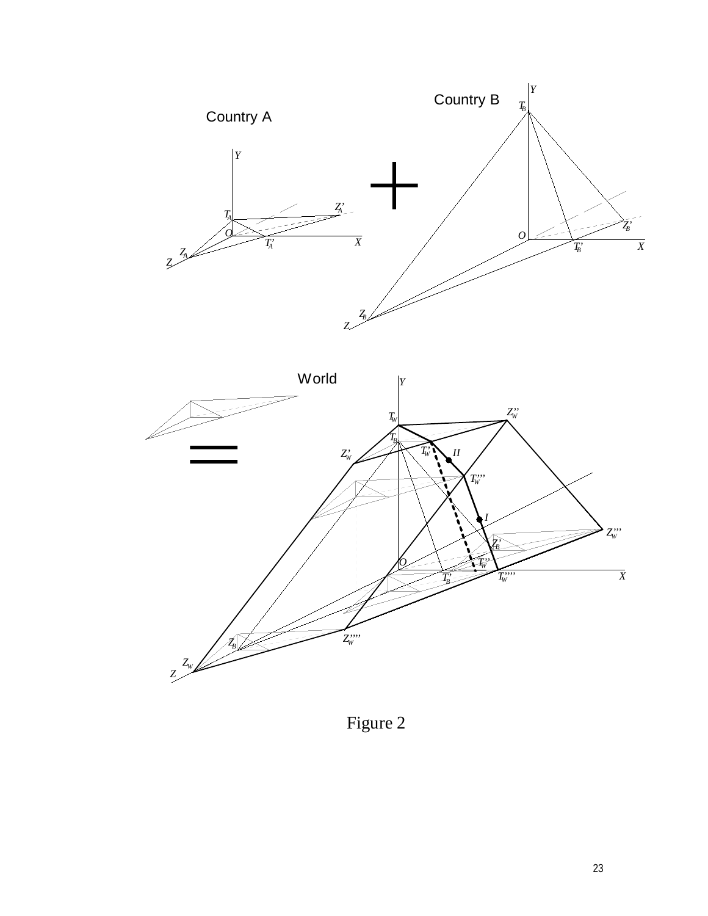Country A

Y

$T_A$

$Z'_A$

O

$T'_A$

X

$Z_A$

Z

Country B

Y

$T_B$

O

$Z'_B$

$T'_B$

X

$Z_B$

Z

World

Y

$T_W$

$Z''_W$

$T_B$

$Z'_W$

$T'_W$

II

$T'''_W$

I

$Z'''_W$

$Z'_B$

O

$T''_W$

$T'_B$

$T''''_W$

X

$Z''''_W$

$Z_B$

$Z_W$

Z

Figure 2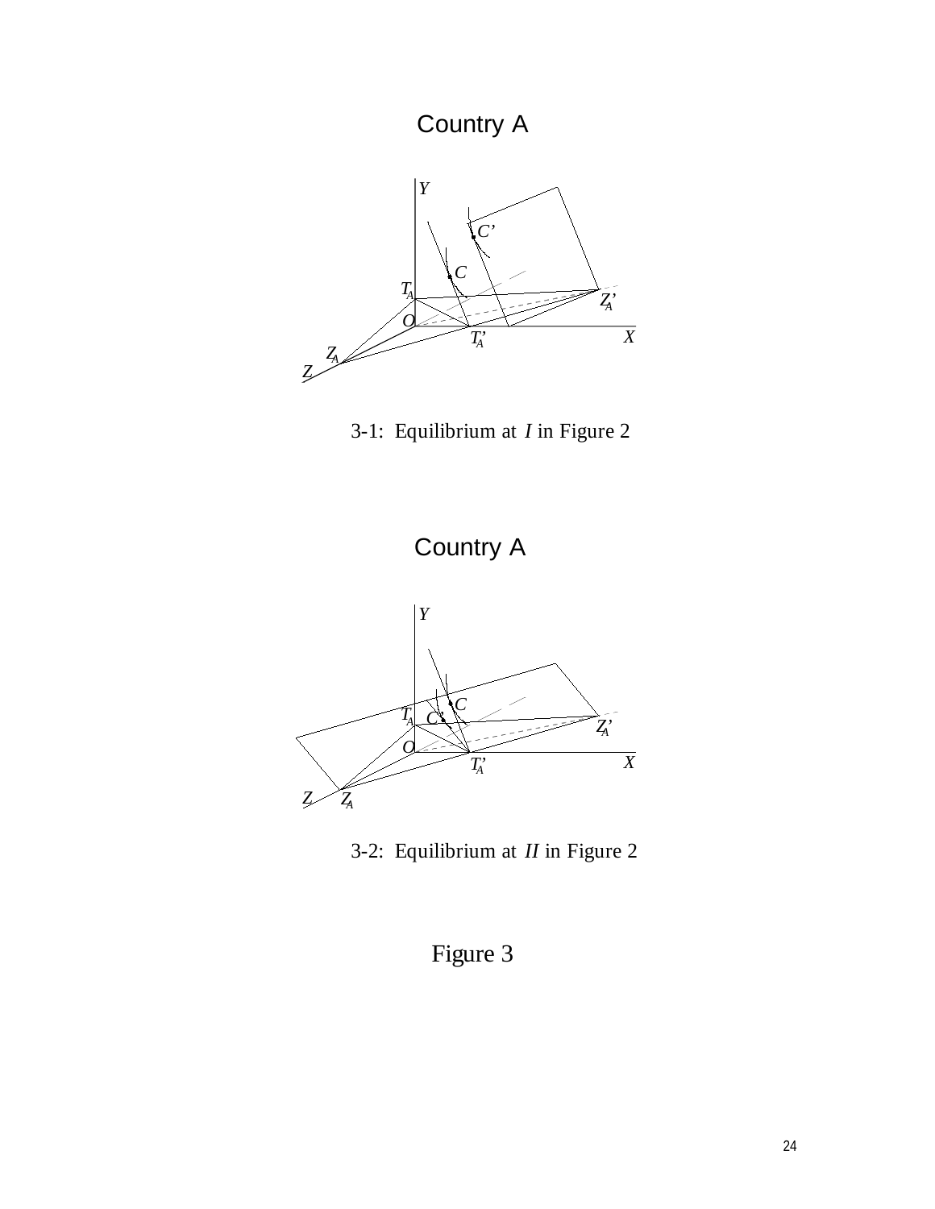Country A

Y

C'

C

$T_A$

$Z'_A$

O

$T'_A$

X

$Z_A$

Z

3-1: Equilibrium at *I* in Figure 2

Country A

Y

C

$T_A$

C'

$Z'_A$

O

$T'_A$

X

Z

$Z_A$

3-2: Equilibrium at *II* in Figure 2

Figure 3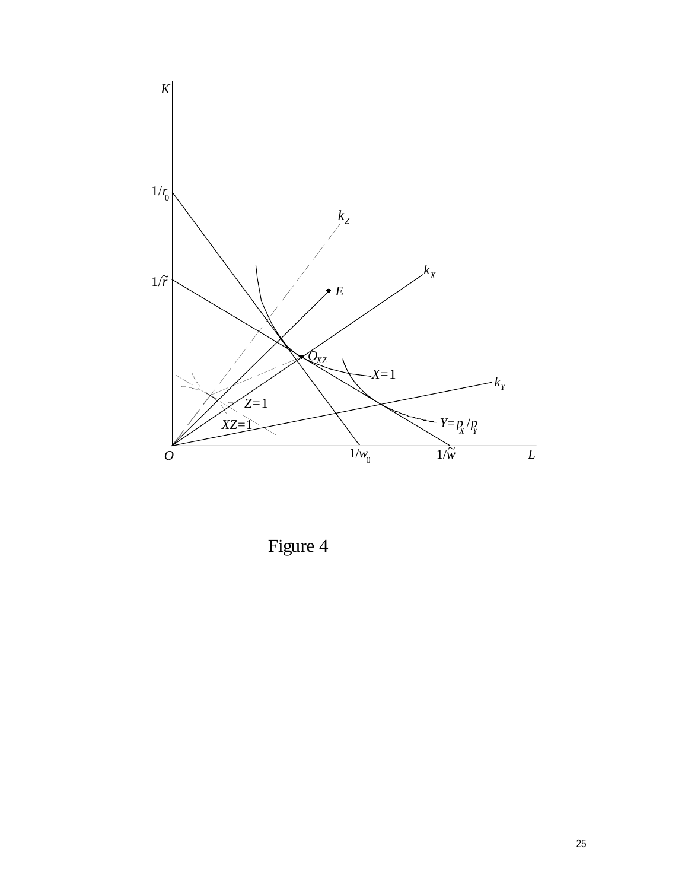Figure 4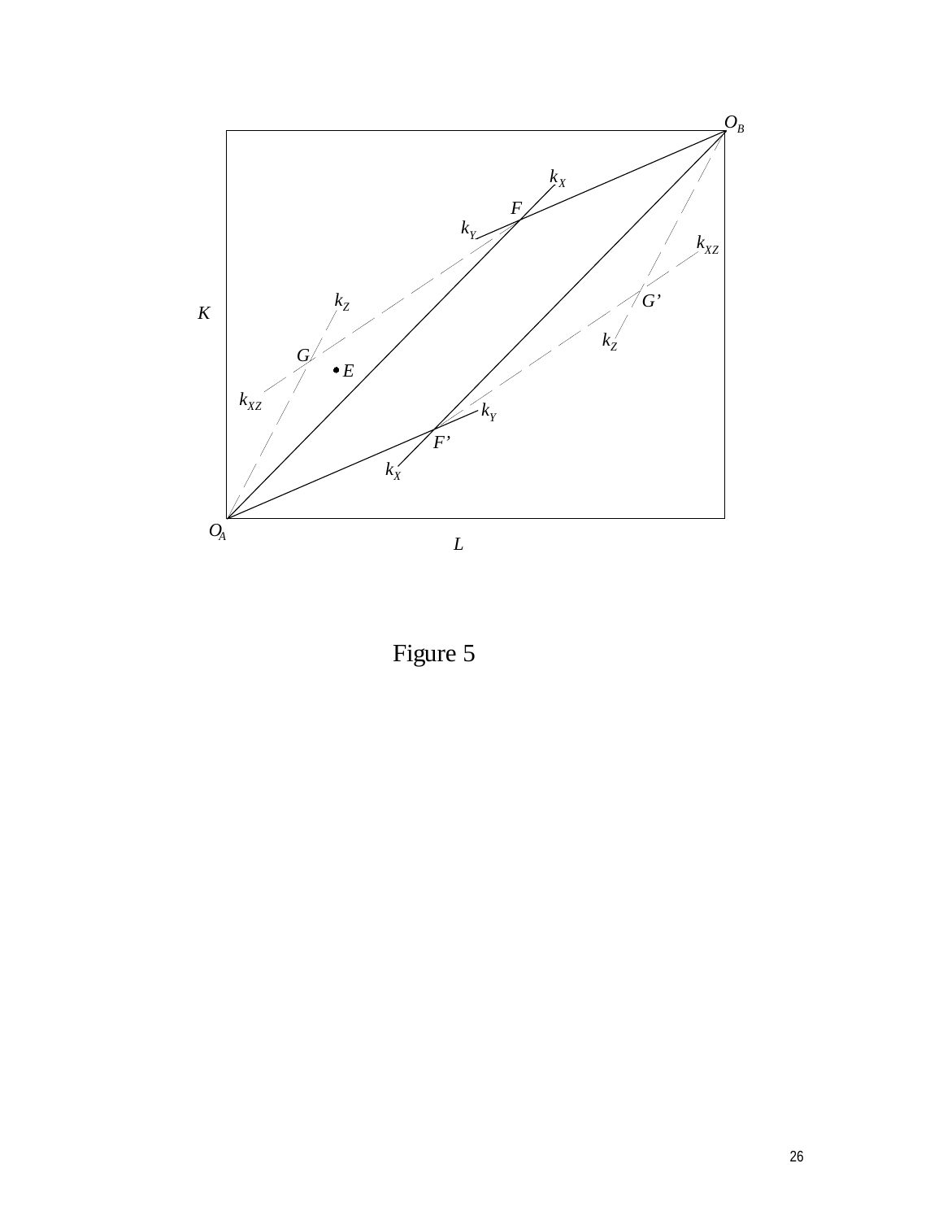$O_B$

$k_X$

$F$

$k_Y$

$k_{XZ}$

$k_Z$

$G'$

$K$

$k_Z$

$G$

$E$

$k_{XZ}$

$k_Y$

$F'$

$k_X$

$O_A$

$L$

Figure 5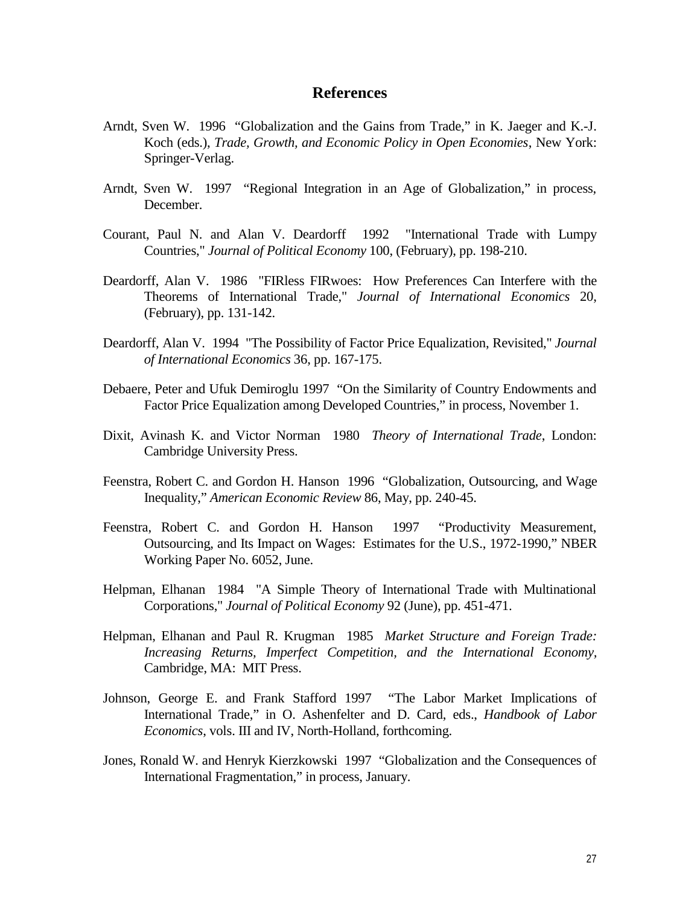## References

Arndt, Sven W. 1996 "Globalization and the Gains from Trade," in K. Jaeger and K.-J. Koch (eds.), *Trade, Growth, and Economic Policy in Open Economies*, New York: Springer-Verlag.

Arndt, Sven W. 1997 "Regional Integration in an Age of Globalization," in process, December.

Courant, Paul N. and Alan V. Deardorff 1992 "International Trade with Lumpy Countries," *Journal of Political Economy* 100, (February), pp. 198-210.

Deardorff, Alan V. 1986 "FIRless FIRwoes: How Preferences Can Interfere with the Theorems of International Trade," *Journal of International Economics* 20, (February), pp. 131-142.

Deardorff, Alan V. 1994 "The Possibility of Factor Price Equalization, Revisited," *Journal of International Economics* 36, pp. 167-175.

Debaere, Peter and Ufuk Demiroglu 1997 "On the Similarity of Country Endowments and Factor Price Equalization among Developed Countries," in process, November 1.

Dixit, Avinash K. and Victor Norman 1980 *Theory of International Trade*, London: Cambridge University Press.

Feenstra, Robert C. and Gordon H. Hanson 1996 "Globalization, Outsourcing, and Wage Inequality," *American Economic Review* 86, May, pp. 240-45.

Feenstra, Robert C. and Gordon H. Hanson 1997 "Productivity Measurement, Outsourcing, and Its Impact on Wages: Estimates for the U.S., 1972-1990," NBER Working Paper No. 6052, June.

Helpman, Elhanan 1984 "A Simple Theory of International Trade with Multinational Corporations," *Journal of Political Economy* 92 (June), pp. 451-471.

Helpman, Elhanan and Paul R. Krugman 1985 *Market Structure and Foreign Trade: Increasing Returns, Imperfect Competition, and the International Economy*, Cambridge, MA: MIT Press.

Johnson, George E. and Frank Stafford 1997 "The Labor Market Implications of International Trade," in O. Ashenfelter and D. Card, eds., *Handbook of Labor Economics*, vols. III and IV, North-Holland, forthcoming.

Jones, Ronald W. and Henryk Kierzkowski 1997 "Globalization and the Consequences of International Fragmentation," in process, January.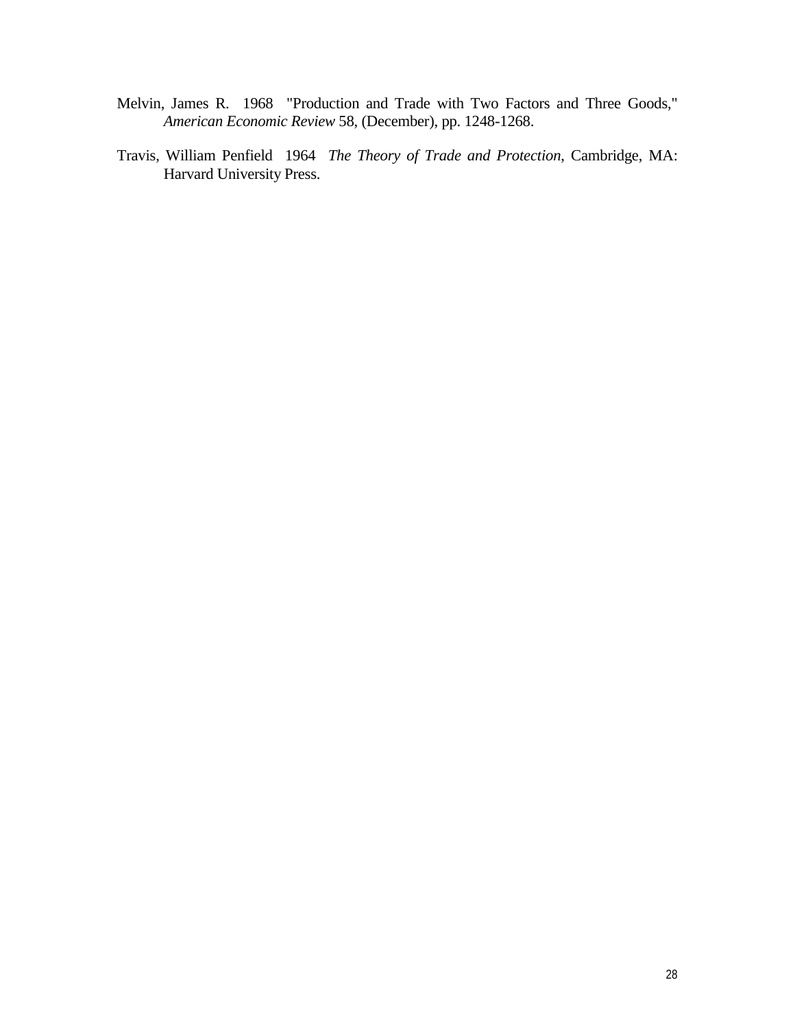Melvin, James R. 1968 "Production and Trade with Two Factors and Three Goods," *American Economic Review* 58, (December), pp. 1248-1268.

Travis, William Penfield 1964 *The Theory of Trade and Protection*, Cambridge, MA: Harvard University Press.